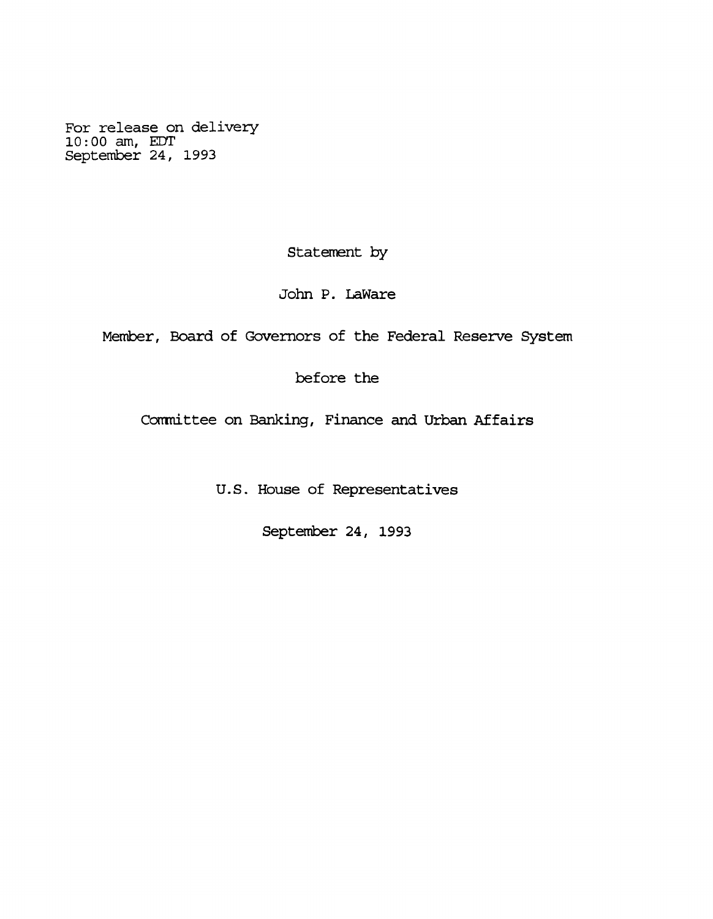For release on delivery
10:00 am, EDT
September 24, 1993

Statement by

John P. LaWare

Member, Board of Governors of the Federal Reserve System

before the

Committee on Banking, Finance and Urban Affairs

U.S. House of Representatives

September 24, 1993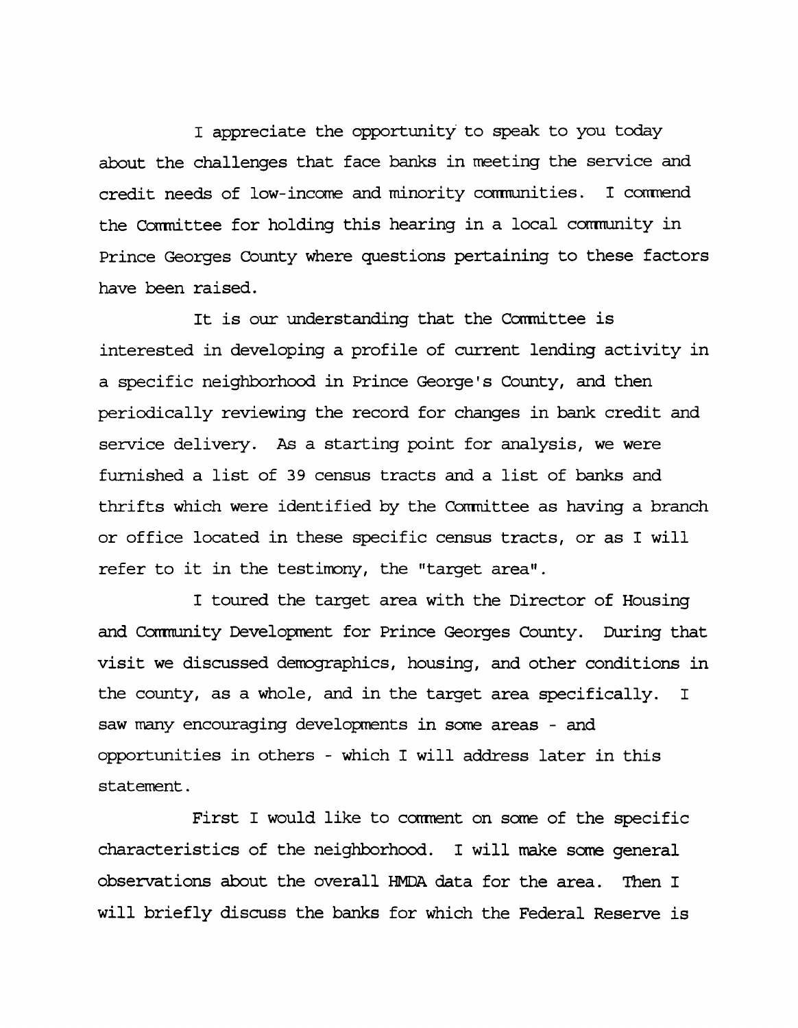I appreciate the opportunity to speak to you today about the challenges that face banks in meeting the service and credit needs of low-income and minority communities. I commend the Committee for holding this hearing in a local community in Prince Georges County where questions pertaining to these factors have been raised.

It is our understanding that the Committee is interested in developing a profile of current lending activity in a specific neighborhood in Prince George's County, and then periodically reviewing the record for changes in bank credit and service delivery. As a starting point for analysis, we were furnished a list of 39 census tracts and a list of banks and thrifts which were identified by the Committee as having a branch or office located in these specific census tracts, or as I will refer to it in the testimony, the "target area".

I toured the target area with the Director of Housing and Community Development for Prince Georges County. During that visit we discussed demographics, housing, and other conditions in the county, as a whole, and in the target area specifically. I saw many encouraging developments in some areas - and opportunities in others - which I will address later in this statement.

First I would like to comment on some of the specific characteristics of the neighborhood. I will make some general observations about the overall HMDA data for the area. Then I will briefly discuss the banks for which the Federal Reserve is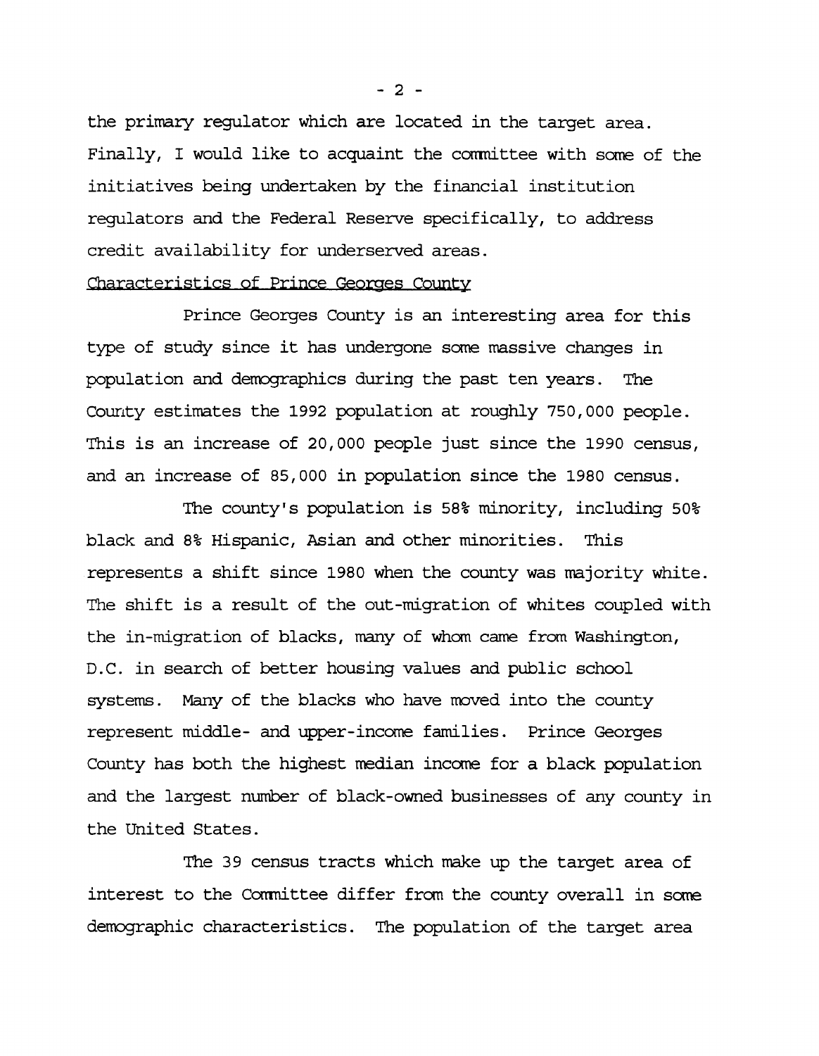the primary regulator which are located in the target area. Finally, I would like to acquaint the committee with some of the initiatives being undertaken by the financial institution regulators and the Federal Reserve specifically, to address credit availability for underserved areas.

## Characteristics of Prince Georges County

Prince Georges County is an interesting area for this type of study since it has undergone some massive changes in population and demographics during the past ten years. The County estimates the 1992 population at roughly 750,000 people. This is an increase of 20,000 people just since the 1990 census, and an increase of 85,000 in population since the 1980 census.

The county's population is 58% minority, including 50% black and 8% Hispanic, Asian and other minorities. This represents a shift since 1980 when the county was majority white. The shift is a result of the out-migration of whites coupled with the in-migration of blacks, many of whom came from Washington, D.C. in search of better housing values and public school systems. Many of the blacks who have moved into the county represent middle- and upper-income families. Prince Georges County has both the highest median income for a black population and the largest number of black-owned businesses of any county in the United States.

The 39 census tracts which make up the target area of interest to the Committee differ from the county overall in some demographic characteristics. The population of the target area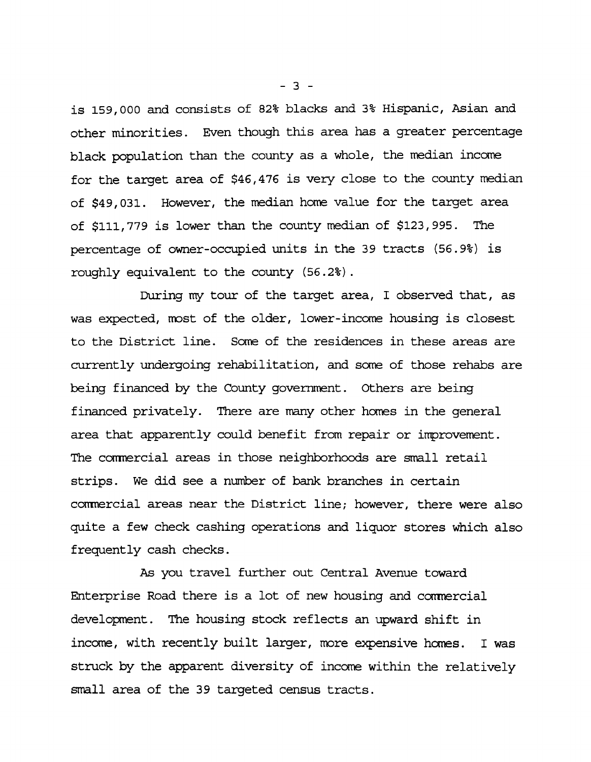is 159,000 and consists of 82% blacks and 3% Hispanic, Asian and other minorities. Even though this area has a greater percentage black population than the county as a whole, the median income for the target area of $46,476 is very close to the county median of $49,031. However, the median home value for the target area of $111,779 is lower than the county median of $123,995. The percentage of owner-occupied units in the 39 tracts (56.9%) is roughly equivalent to the county (56.2%).

During my tour of the target area, I observed that, as was expected, most of the older, lower-income housing is closest to the District line. Some of the residences in these areas are currently undergoing rehabilitation, and some of those rehabs are being financed by the County government. Others are being financed privately. There are many other homes in the general area that apparently could benefit from repair or improvement. The commercial areas in those neighborhoods are small retail strips. We did see a number of bank branches in certain commercial areas near the District line; however, there were also quite a few check cashing operations and liquor stores which also frequently cash checks.

As you travel further out Central Avenue toward Enterprise Road there is a lot of new housing and commercial development. The housing stock reflects an upward shift in income, with recently built larger, more expensive homes. I was struck by the apparent diversity of income within the relatively small area of the 39 targeted census tracts.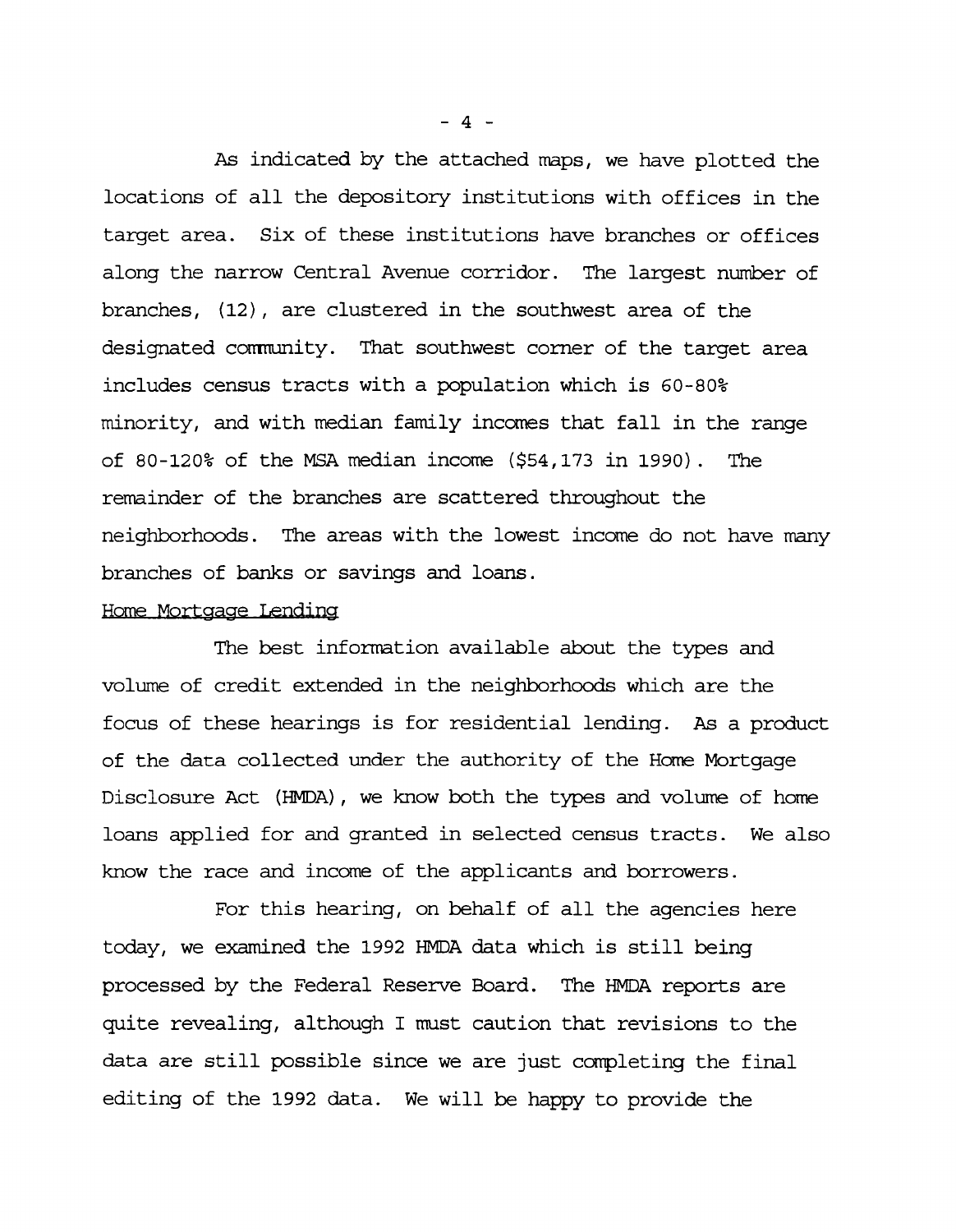As indicated by the attached maps, we have plotted the locations of all the depository institutions with offices in the target area. Six of these institutions have branches or offices along the narrow Central Avenue corridor. The largest number of branches, (12), are clustered in the southwest area of the designated community. That southwest corner of the target area includes census tracts with a population which is 60-80% minority, and with median family incomes that fall in the range of 80-120% of the MSA median income ($54,173 in 1990). The remainder of the branches are scattered throughout the neighborhoods. The areas with the lowest income do not have many branches of banks or savings and loans.

Home Mortgage Lending

The best information available about the types and volume of credit extended in the neighborhoods which are the focus of these hearings is for residential lending. As a product of the data collected under the authority of the Home Mortgage Disclosure Act (HMDA), we know both the types and volume of home loans applied for and granted in selected census tracts. We also know the race and income of the applicants and borrowers.

For this hearing, on behalf of all the agencies here today, we examined the 1992 HMDA data which is still being processed by the Federal Reserve Board. The HMDA reports are quite revealing, although I must caution that revisions to the data are still possible since we are just completing the final editing of the 1992 data. We will be happy to provide the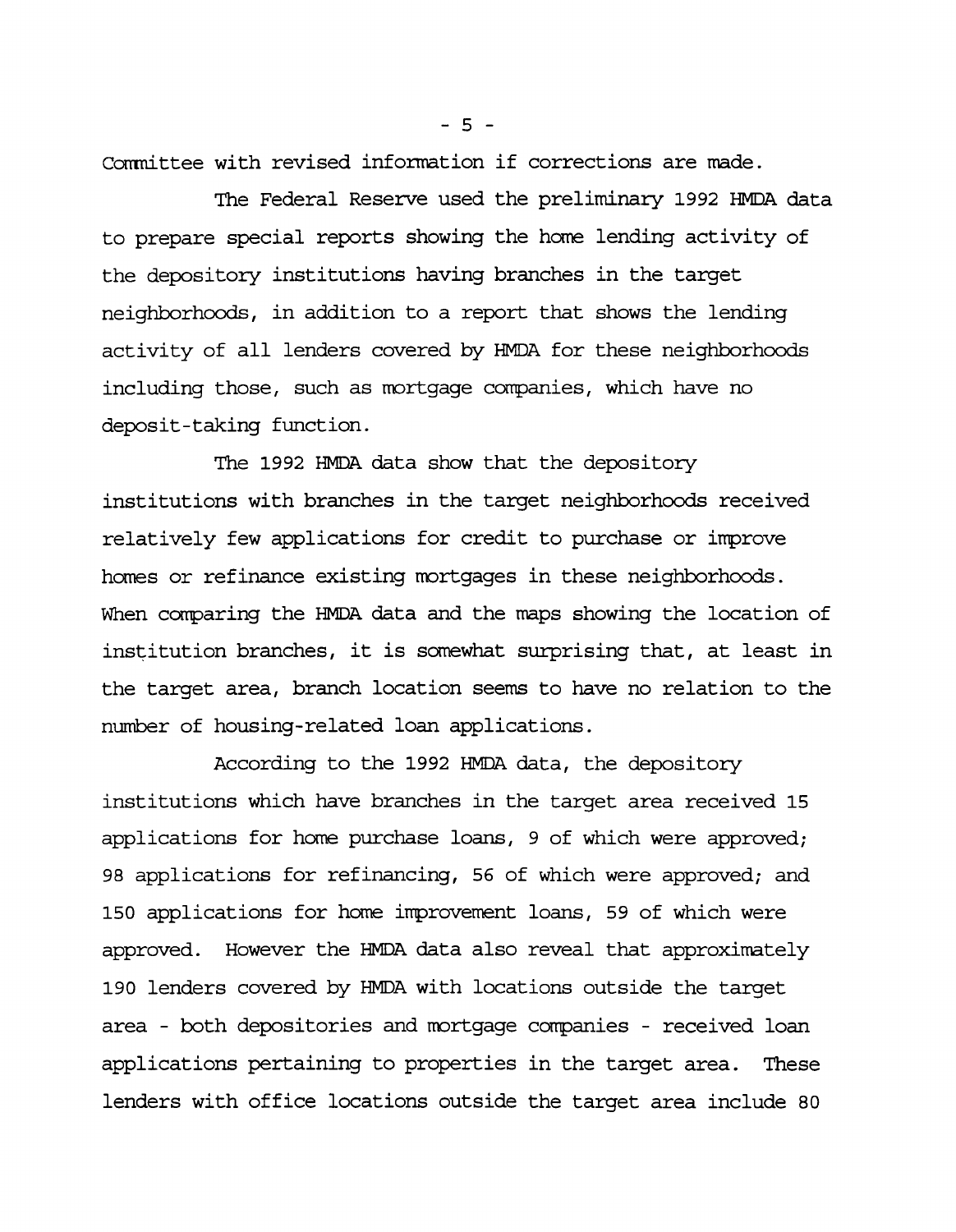Committee with revised information if corrections are made.

The Federal Reserve used the preliminary 1992 HMDA data to prepare special reports showing the home lending activity of the depository institutions having branches in the target neighborhoods, in addition to a report that shows the lending activity of all lenders covered by HMDA for these neighborhoods including those, such as mortgage companies, which have no deposit-taking function.

The 1992 HMDA data show that the depository institutions with branches in the target neighborhoods received relatively few applications for credit to purchase or improve homes or refinance existing mortgages in these neighborhoods. When comparing the HMDA data and the maps showing the location of institution branches, it is somewhat surprising that, at least in the target area, branch location seems to have no relation to the number of housing-related loan applications.

According to the 1992 HMDA data, the depository institutions which have branches in the target area received 15 applications for home purchase loans, 9 of which were approved; 98 applications for refinancing, 56 of which were approved; and 150 applications for home improvement loans, 59 of which were approved. However the HMDA data also reveal that approximately 190 lenders covered by HMDA with locations outside the target area - both depositories and mortgage companies - received loan applications pertaining to properties in the target area. These lenders with office locations outside the target area include 80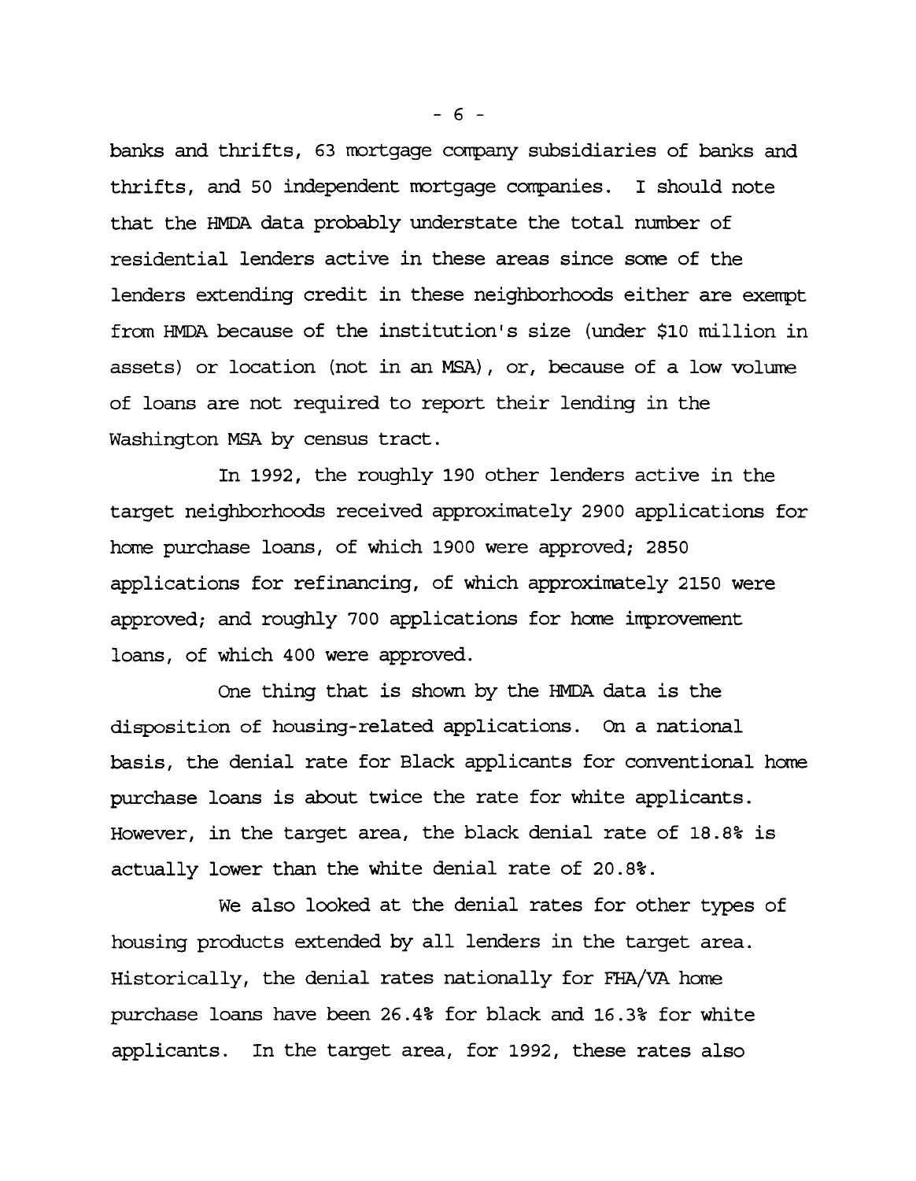banks and thrifts, 63 mortgage company subsidiaries of banks and thrifts, and 50 independent mortgage companies. I should note that the HMDA data probably understate the total number of residential lenders active in these areas since some of the lenders extending credit in these neighborhoods either are exempt from HMDA because of the institution's size (under $10 million in assets) or location (not in an MSA), or, because of a low volume of loans are not required to report their lending in the Washington MSA by census tract.

In 1992, the roughly 190 other lenders active in the target neighborhoods received approximately 2900 applications for home purchase loans, of which 1900 were approved; 2850 applications for refinancing, of which approximately 2150 were approved; and roughly 700 applications for home improvement loans, of which 400 were approved.

One thing that is shown by the HMDA data is the disposition of housing-related applications. On a national basis, the denial rate for Black applicants for conventional home purchase loans is about twice the rate for white applicants. However, in the target area, the black denial rate of 18.8% is actually lower than the white denial rate of 20.8%.

We also looked at the denial rates for other types of housing products extended by all lenders in the target area. Historically, the denial rates nationally for FHA/VA home purchase loans have been 26.4% for black and 16.3% for white applicants. In the target area, for 1992, these rates also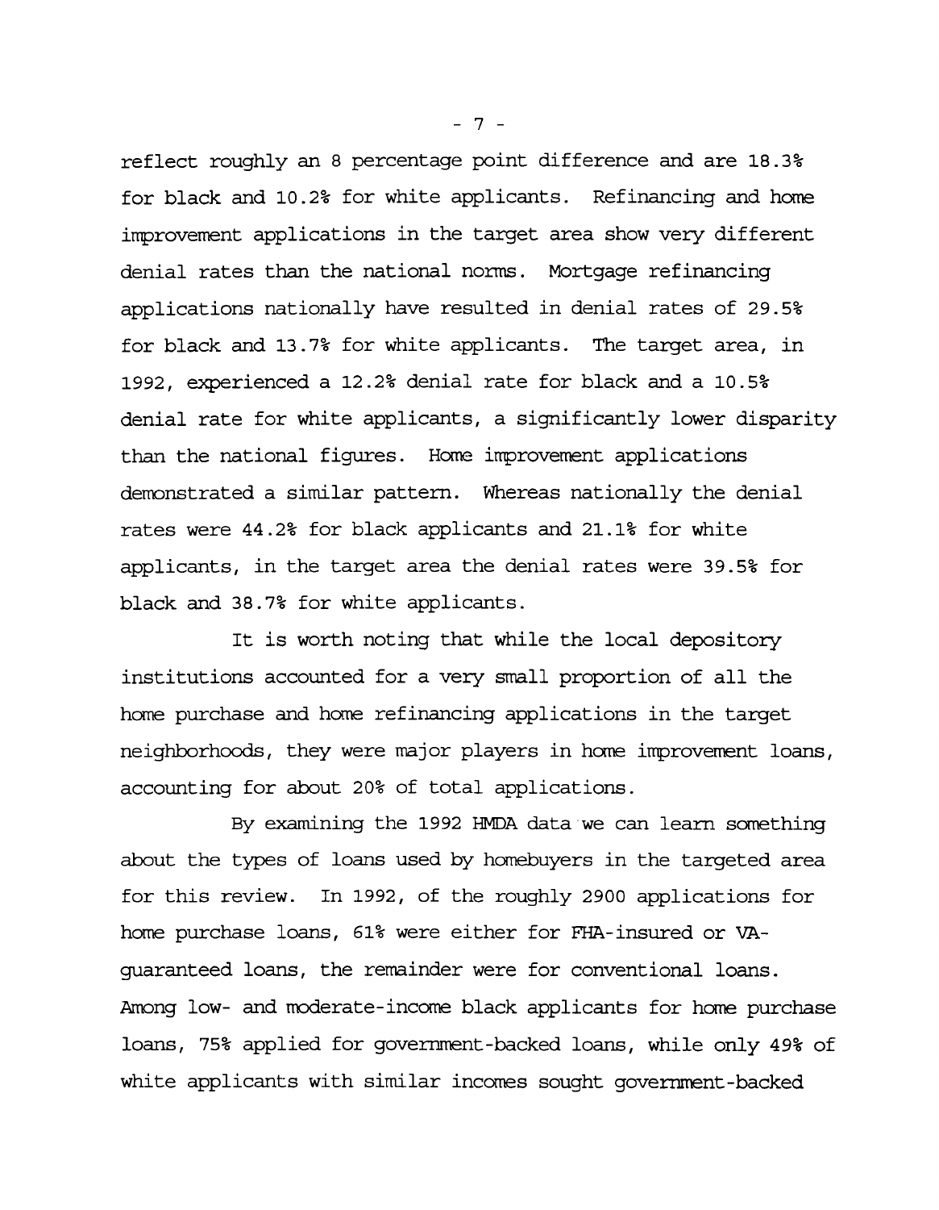reflect roughly an 8 percentage point difference and are 18.3% for black and 10.2% for white applicants. Refinancing and home improvement applications in the target area show very different denial rates than the national norms. Mortgage refinancing applications nationally have resulted in denial rates of 29.5% for black and 13.7% for white applicants. The target area, in 1992, experienced a 12.2% denial rate for black and a 10.5% denial rate for white applicants, a significantly lower disparity than the national figures. Home improvement applications demonstrated a similar pattern. Whereas nationally the denial rates were 44.2% for black applicants and 21.1% for white applicants, in the target area the denial rates were 39.5% for black and 38.7% for white applicants.

It is worth noting that while the local depository institutions accounted for a very small proportion of all the home purchase and home refinancing applications in the target neighborhoods, they were major players in home improvement loans, accounting for about 20% of total applications.

By examining the 1992 HMDA data we can learn something about the types of loans used by homebuyers in the targeted area for this review. In 1992, of the roughly 2900 applications for home purchase loans, 61% were either for FHA-insured or VA-guaranteed loans, the remainder were for conventional loans. Among low- and moderate-income black applicants for home purchase loans, 75% applied for government-backed loans, while only 49% of white applicants with similar incomes sought government-backed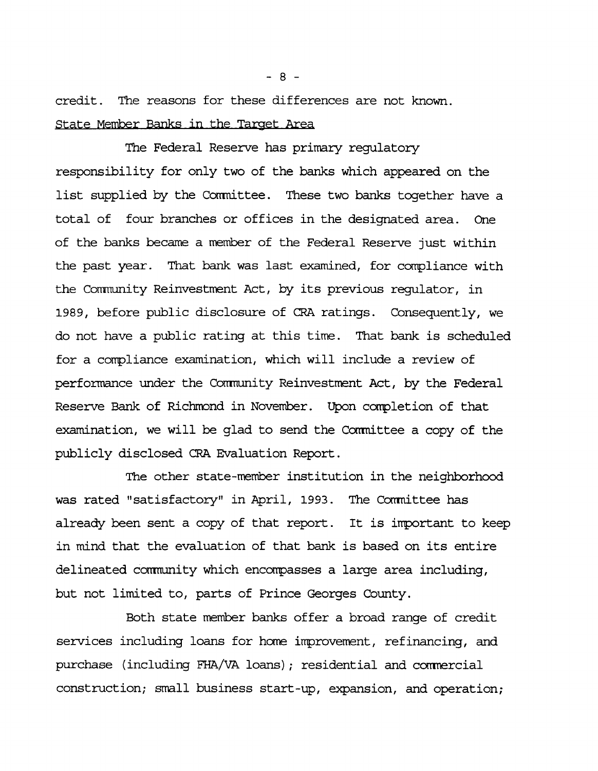credit. The reasons for these differences are not known.

State Member Banks in the Target Area

The Federal Reserve has primary regulatory responsibility for only two of the banks which appeared on the list supplied by the Committee. These two banks together have a total of four branches or offices in the designated area. One of the banks became a member of the Federal Reserve just within the past year. That bank was last examined, for compliance with the Community Reinvestment Act, by its previous regulator, in 1989, before public disclosure of CRA ratings. Consequently, we do not have a public rating at this time. That bank is scheduled for a compliance examination, which will include a review of performance under the Community Reinvestment Act, by the Federal Reserve Bank of Richmond in November. Upon completion of that examination, we will be glad to send the Committee a copy of the publicly disclosed CRA Evaluation Report.

The other state-member institution in the neighborhood was rated "satisfactory" in April, 1993. The Committee has already been sent a copy of that report. It is important to keep in mind that the evaluation of that bank is based on its entire delineated community which encompasses a large area including, but not limited to, parts of Prince Georges County.

Both state member banks offer a broad range of credit services including loans for home improvement, refinancing, and purchase (including FHA/VA loans); residential and commercial construction; small business start-up, expansion, and operation;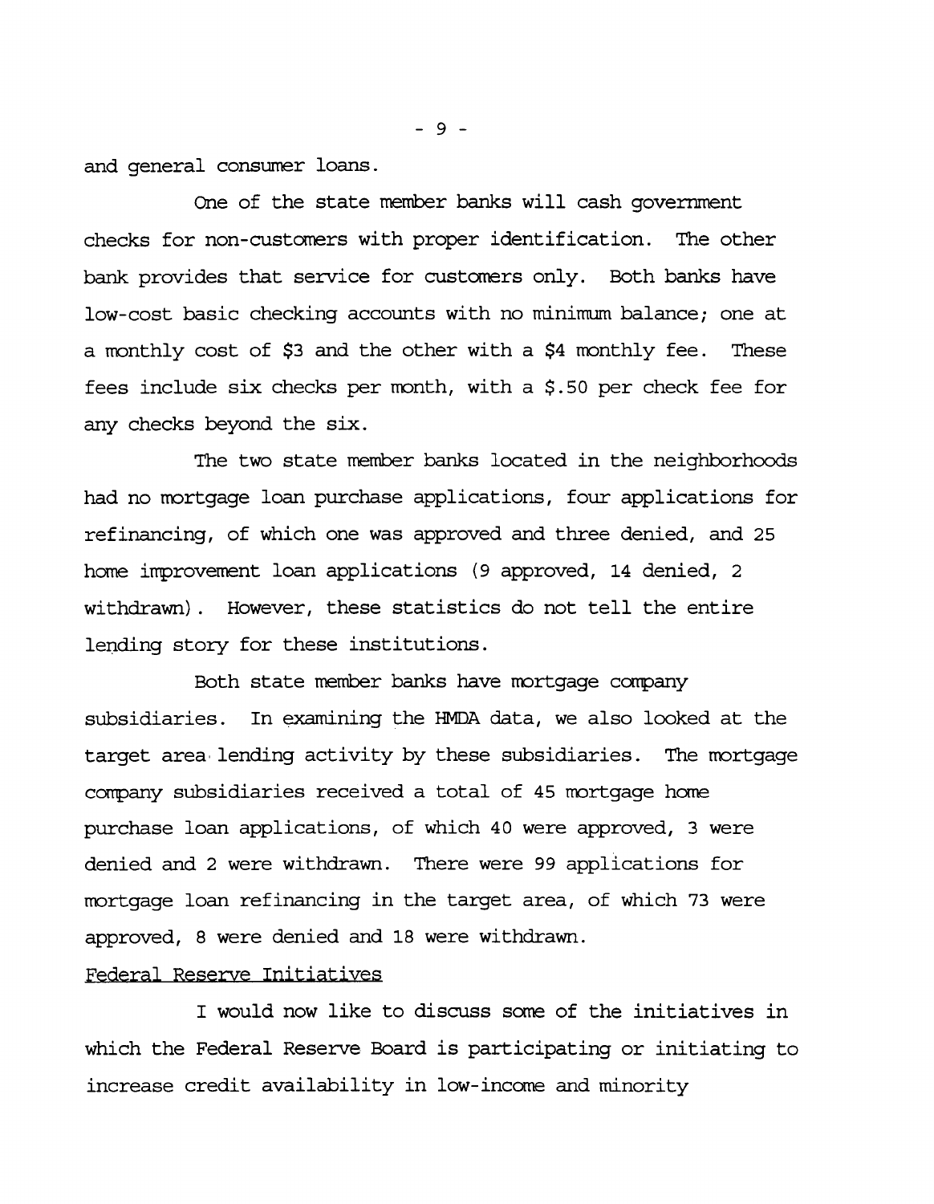and general consumer loans.

One of the state member banks will cash government checks for non-customers with proper identification. The other bank provides that service for customers only. Both banks have low-cost basic checking accounts with no minimum balance; one at a monthly cost of $3 and the other with a $4 monthly fee. These fees include six checks per month, with a $.50 per check fee for any checks beyond the six.

The two state member banks located in the neighborhoods had no mortgage loan purchase applications, four applications for refinancing, of which one was approved and three denied, and 25 home improvement loan applications (9 approved, 14 denied, 2 withdrawn). However, these statistics do not tell the entire lending story for these institutions.

Both state member banks have mortgage company subsidiaries. In examining the HMDA data, we also looked at the target area lending activity by these subsidiaries. The mortgage company subsidiaries received a total of 45 mortgage home purchase loan applications, of which 40 were approved, 3 were denied and 2 were withdrawn. There were 99 applications for mortgage loan refinancing in the target area, of which 73 were approved, 8 were denied and 18 were withdrawn.

Federal Reserve Initiatives

I would now like to discuss some of the initiatives in which the Federal Reserve Board is participating or initiating to increase credit availability in low-income and minority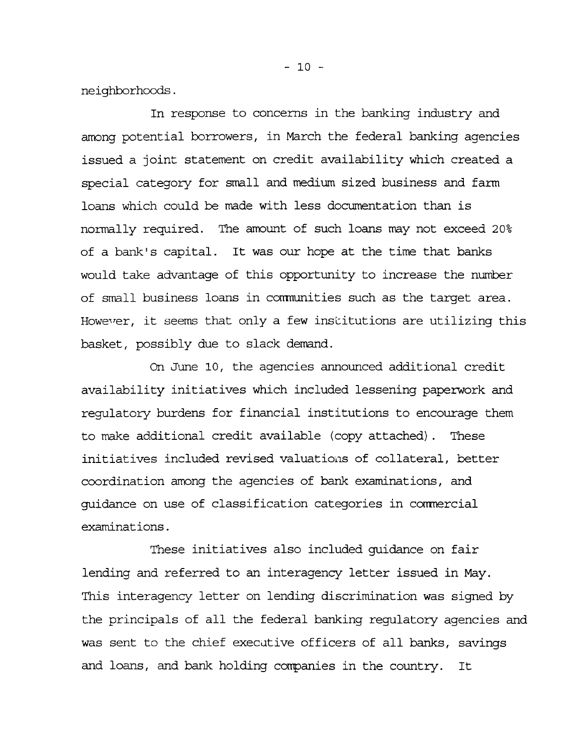neighborhoods.

In response to concerns in the banking industry and among potential borrowers, in March the federal banking agencies issued a joint statement on credit availability which created a special category for small and medium sized business and farm loans which could be made with less documentation than is normally required. The amount of such loans may not exceed 20% of a bank's capital. It was our hope at the time that banks would take advantage of this opportunity to increase the number of small business loans in communities such as the target area. However, it seems that only a few institutions are utilizing this basket, possibly due to slack demand.

On June 10, the agencies announced additional credit availability initiatives which included lessening paperwork and regulatory burdens for financial institutions to encourage them to make additional credit available (copy attached). These initiatives included revised valuations of collateral, better coordination among the agencies of bank examinations, and guidance on use of classification categories in commercial examinations.

These initiatives also included guidance on fair lending and referred to an interagency letter issued in May. This interagency letter on lending discrimination was signed by the principals of all the federal banking regulatory agencies and was sent to the chief executive officers of all banks, savings and loans, and bank holding companies in the country. It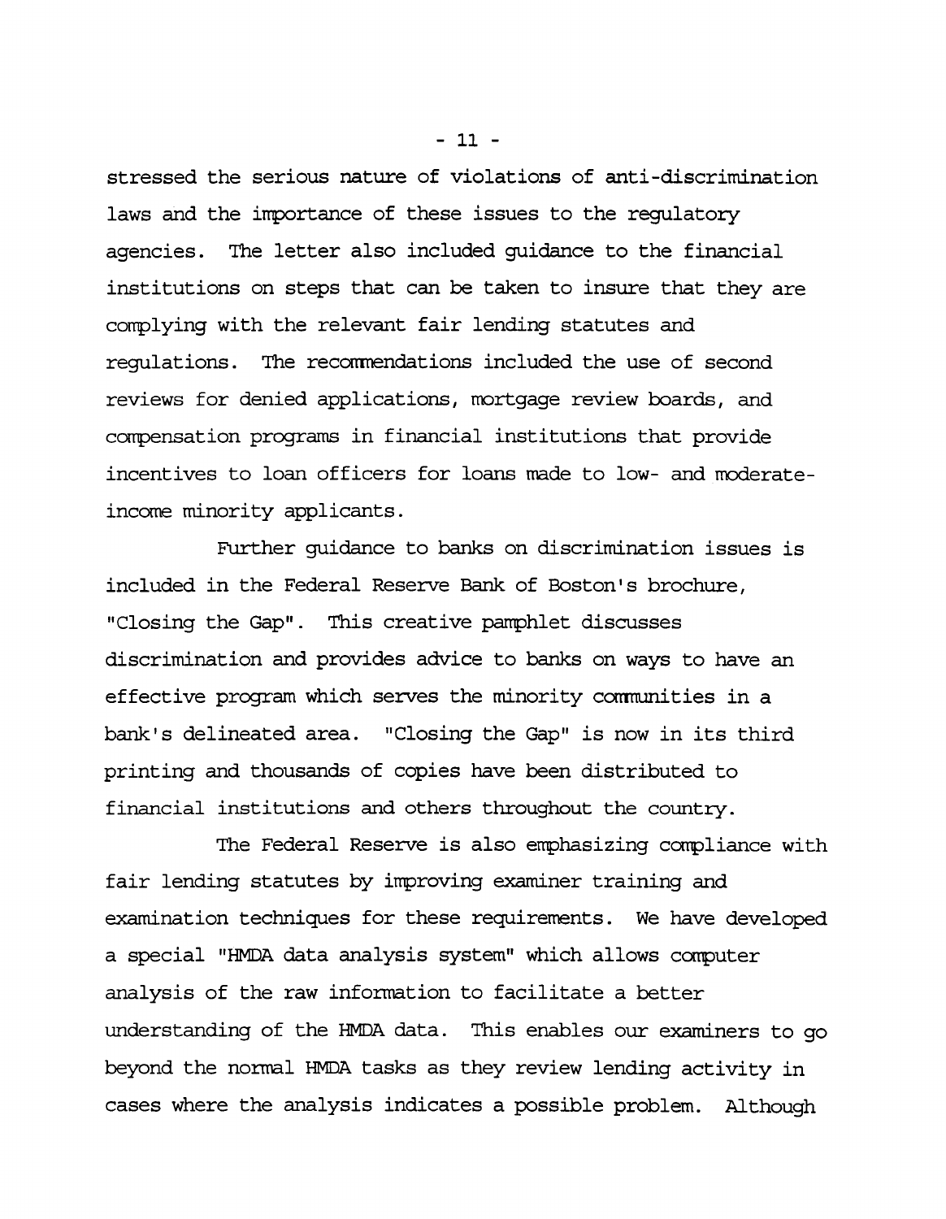stressed the serious nature of violations of anti-discrimination laws and the importance of these issues to the regulatory agencies. The letter also included guidance to the financial institutions on steps that can be taken to insure that they are complying with the relevant fair lending statutes and regulations. The recommendations included the use of second reviews for denied applications, mortgage review boards, and compensation programs in financial institutions that provide incentives to loan officers for loans made to low- and moderate-income minority applicants.

Further guidance to banks on discrimination issues is included in the Federal Reserve Bank of Boston's brochure, "Closing the Gap". This creative pamphlet discusses discrimination and provides advice to banks on ways to have an effective program which serves the minority communities in a bank's delineated area. "Closing the Gap" is now in its third printing and thousands of copies have been distributed to financial institutions and others throughout the country.

The Federal Reserve is also emphasizing compliance with fair lending statutes by improving examiner training and examination techniques for these requirements. We have developed a special "HMDA data analysis system" which allows computer analysis of the raw information to facilitate a better understanding of the HMDA data. This enables our examiners to go beyond the normal HMDA tasks as they review lending activity in cases where the analysis indicates a possible problem. Although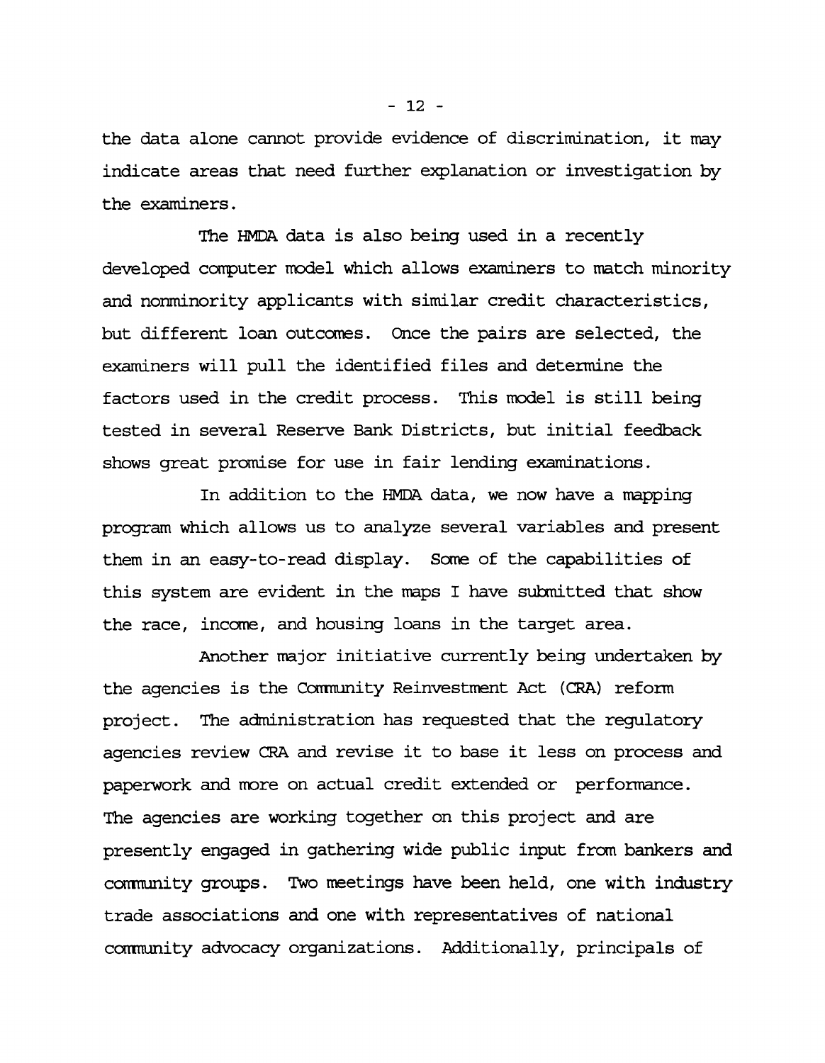the data alone cannot provide evidence of discrimination, it may indicate areas that need further explanation or investigation by the examiners.

The HMDA data is also being used in a recently developed computer model which allows examiners to match minority and nonminority applicants with similar credit characteristics, but different loan outcomes. Once the pairs are selected, the examiners will pull the identified files and determine the factors used in the credit process. This model is still being tested in several Reserve Bank Districts, but initial feedback shows great promise for use in fair lending examinations.

In addition to the HMDA data, we now have a mapping program which allows us to analyze several variables and present them in an easy-to-read display. Some of the capabilities of this system are evident in the maps I have submitted that show the race, income, and housing loans in the target area.

Another major initiative currently being undertaken by the agencies is the Community Reinvestment Act (CRA) reform project. The administration has requested that the regulatory agencies review CRA and revise it to base it less on process and paperwork and more on actual credit extended or performance. The agencies are working together on this project and are presently engaged in gathering wide public input from bankers and community groups. Two meetings have been held, one with industry trade associations and one with representatives of national community advocacy organizations. Additionally, principals of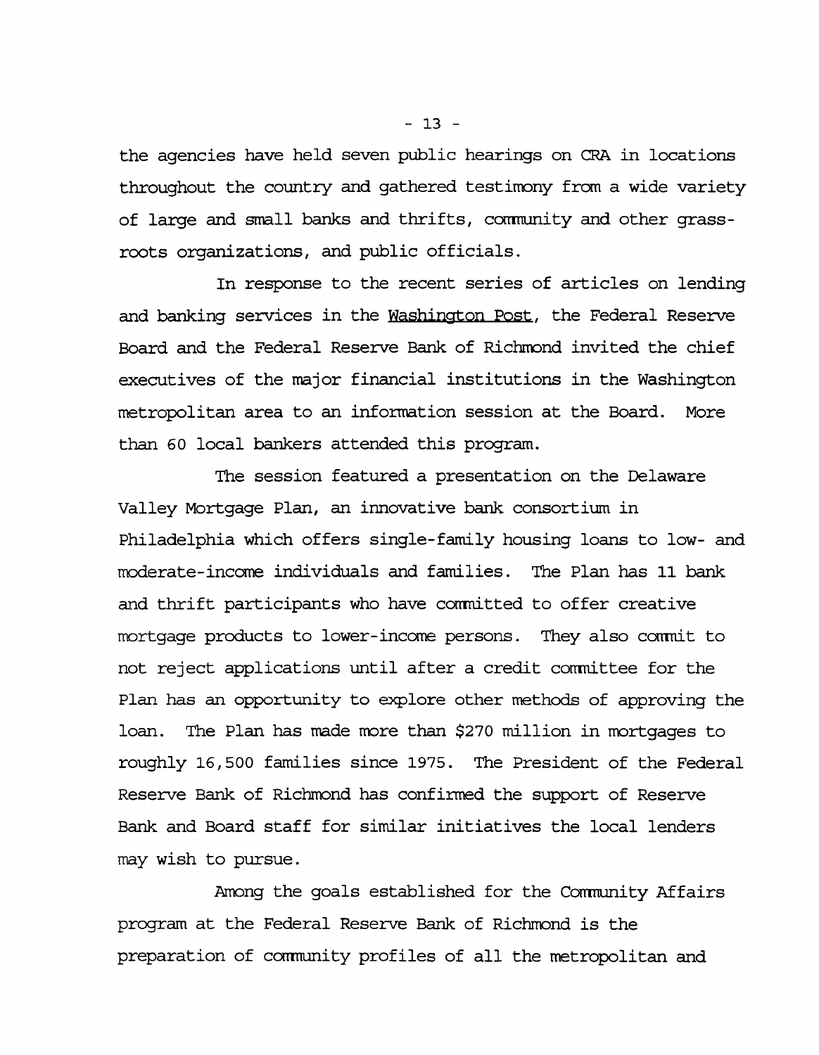the agencies have held seven public hearings on CRA in locations throughout the country and gathered testimony from a wide variety of large and small banks and thrifts, community and other grass-roots organizations, and public officials.

In response to the recent series of articles on lending and banking services in the Washington Post, the Federal Reserve Board and the Federal Reserve Bank of Richmond invited the chief executives of the major financial institutions in the Washington metropolitan area to an information session at the Board. More than 60 local bankers attended this program.

The session featured a presentation on the Delaware Valley Mortgage Plan, an innovative bank consortium in Philadelphia which offers single-family housing loans to low- and moderate-income individuals and families. The Plan has 11 bank and thrift participants who have committed to offer creative mortgage products to lower-income persons. They also commit to not reject applications until after a credit committee for the Plan has an opportunity to explore other methods of approving the loan. The Plan has made more than $270 million in mortgages to roughly 16,500 families since 1975. The President of the Federal Reserve Bank of Richmond has confirmed the support of Reserve Bank and Board staff for similar initiatives the local lenders may wish to pursue.

Among the goals established for the Community Affairs program at the Federal Reserve Bank of Richmond is the preparation of community profiles of all the metropolitan and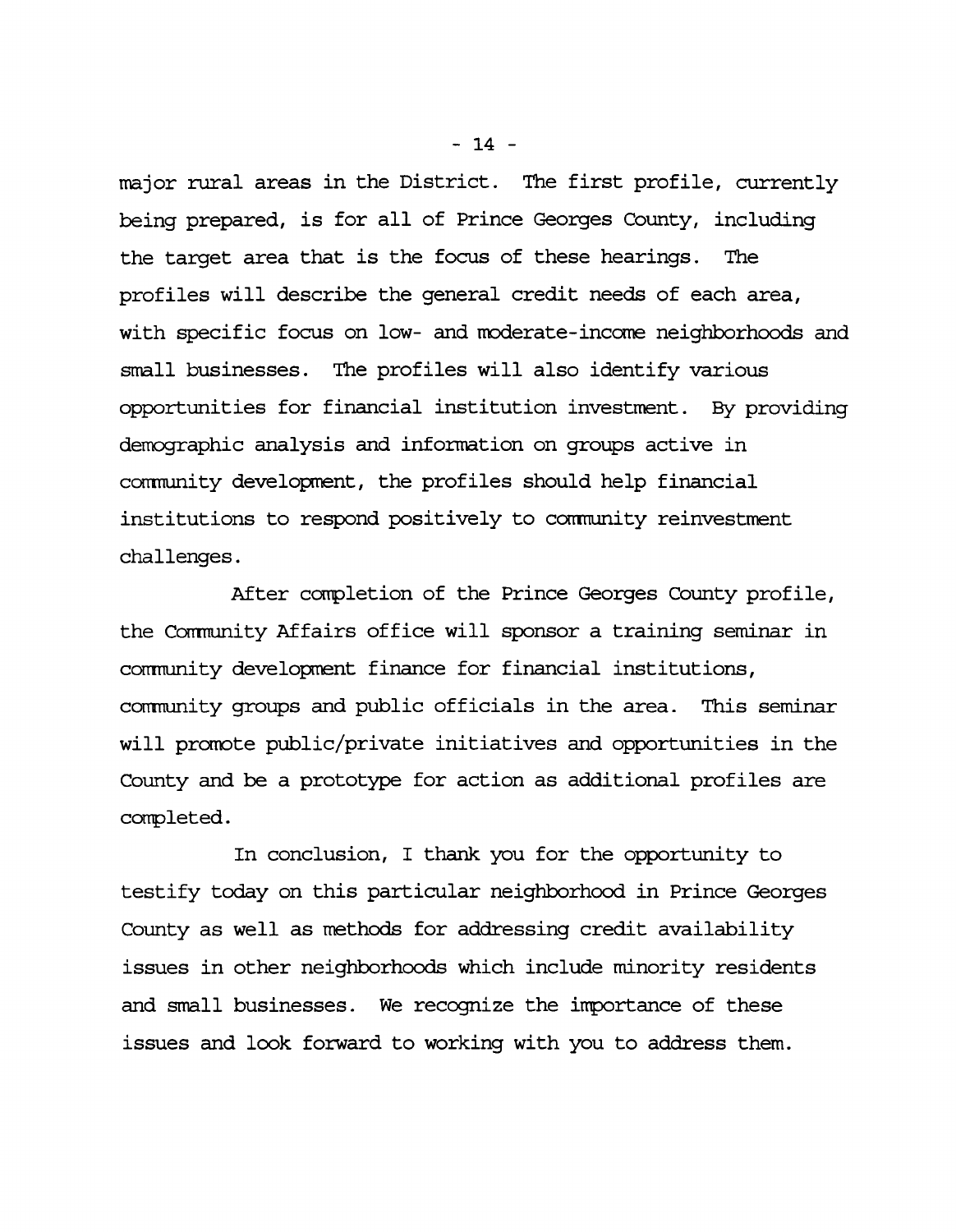major rural areas in the District. The first profile, currently being prepared, is for all of Prince Georges County, including the target area that is the focus of these hearings. The profiles will describe the general credit needs of each area, with specific focus on low- and moderate-income neighborhoods and small businesses. The profiles will also identify various opportunities for financial institution investment. By providing demographic analysis and information on groups active in community development, the profiles should help financial institutions to respond positively to community reinvestment challenges.

After completion of the Prince Georges County profile, the Community Affairs office will sponsor a training seminar in community development finance for financial institutions, community groups and public officials in the area. This seminar will promote public/private initiatives and opportunities in the County and be a prototype for action as additional profiles are completed.

In conclusion, I thank you for the opportunity to testify today on this particular neighborhood in Prince Georges County as well as methods for addressing credit availability issues in other neighborhoods which include minority residents and small businesses. We recognize the importance of these issues and look forward to working with you to address them.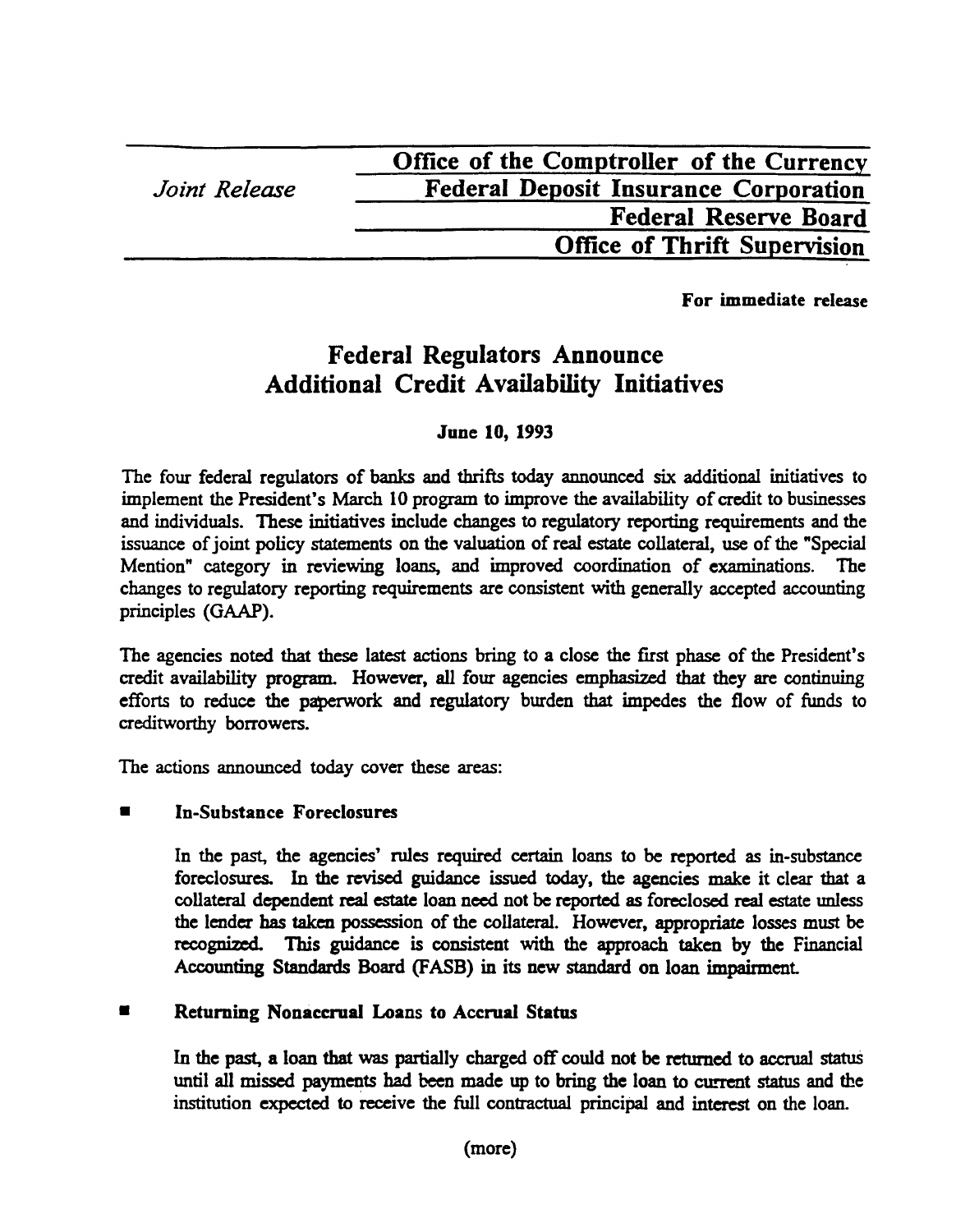| *Joint Release* | **Office of the Comptroller of the Currency** |
| --- | --- |
| | **Federal Deposit Insurance Corporation** |
| | **Federal Reserve Board** |
| | **Office of Thrift Supervision** |

**For immediate release**

# Federal Regulators Announce Additional Credit Availability Initiatives

**June 10, 1993**

The four federal regulators of banks and thrifts today announced six additional initiatives to implement the President's March 10 program to improve the availability of credit to businesses and individuals. These initiatives include changes to regulatory reporting requirements and the issuance of joint policy statements on the valuation of real estate collateral, use of the "Special Mention" category in reviewing loans, and improved coordination of examinations. The changes to regulatory reporting requirements are consistent with generally accepted accounting principles (GAAP).

The agencies noted that these latest actions bring to a close the first phase of the President's credit availability program. However, all four agencies emphasized that they are continuing efforts to reduce the paperwork and regulatory burden that impedes the flow of funds to creditworthy borrowers.

The actions announced today cover these areas:

- **In-Substance Foreclosures**

  In the past, the agencies' rules required certain loans to be reported as in-substance foreclosures. In the revised guidance issued today, the agencies make it clear that a collateral dependent real estate loan need not be reported as foreclosed real estate unless the lender has taken possession of the collateral. However, appropriate losses must be recognized. This guidance is consistent with the approach taken by the Financial Accounting Standards Board (FASB) in its new standard on loan impairment.

- **Returning Nonaccrual Loans to Accrual Status**

  In the past, a loan that was partially charged off could not be returned to accrual status until all missed payments had been made up to bring the loan to current status and the institution expected to receive the full contractual principal and interest on the loan.

(more)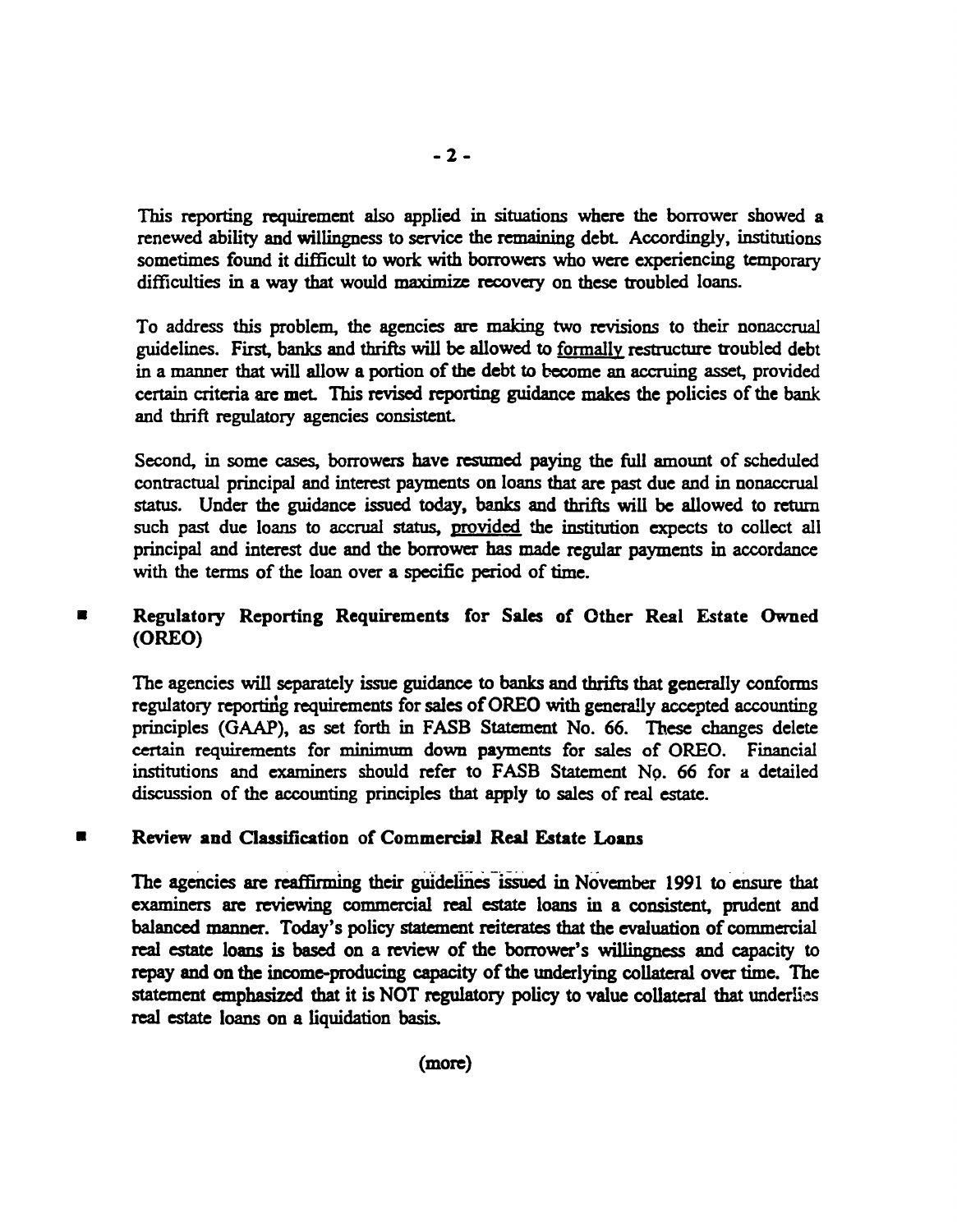This reporting requirement also applied in situations where the borrower showed a renewed ability and willingness to service the remaining debt. Accordingly, institutions sometimes found it difficult to work with borrowers who were experiencing temporary difficulties in a way that would maximize recovery on these troubled loans.

To address this problem, the agencies are making two revisions to their nonaccrual guidelines. First, banks and thrifts will be allowed to <u>formally</u> restructure troubled debt in a manner that will allow a portion of the debt to become an accruing asset, provided certain criteria are met. This revised reporting guidance makes the policies of the bank and thrift regulatory agencies consistent.

Second, in some cases, borrowers have resumed paying the full amount of scheduled contractual principal and interest payments on loans that are past due and in nonaccrual status. Under the guidance issued today, banks and thrifts will be allowed to return such past due loans to accrual status, <u>provided</u> the institution expects to collect all principal and interest due and the borrower has made regular payments in accordance with the terms of the loan over a specific period of time.

- **Regulatory Reporting Requirements for Sales of Other Real Estate Owned (OREO)**

  The agencies will separately issue guidance to banks and thrifts that generally conforms regulatory reporting requirements for sales of OREO with generally accepted accounting principles (GAAP), as set forth in FASB Statement No. 66. These changes delete certain requirements for minimum down payments for sales of OREO. Financial institutions and examiners should refer to FASB Statement No. 66 for a detailed discussion of the accounting principles that apply to sales of real estate.

- **Review and Classification of Commercial Real Estate Loans**

  The agencies are reaffirming their guidelines issued in November 1991 to ensure that examiners are reviewing commercial real estate loans in a consistent, prudent and balanced manner. Today's policy statement reiterates that the evaluation of commercial real estate loans is based on a review of the borrower's willingness and capacity to repay and on the income-producing capacity of the underlying collateral over time. The statement emphasized that it is NOT regulatory policy to value collateral that underlies real estate loans on a liquidation basis.

(more)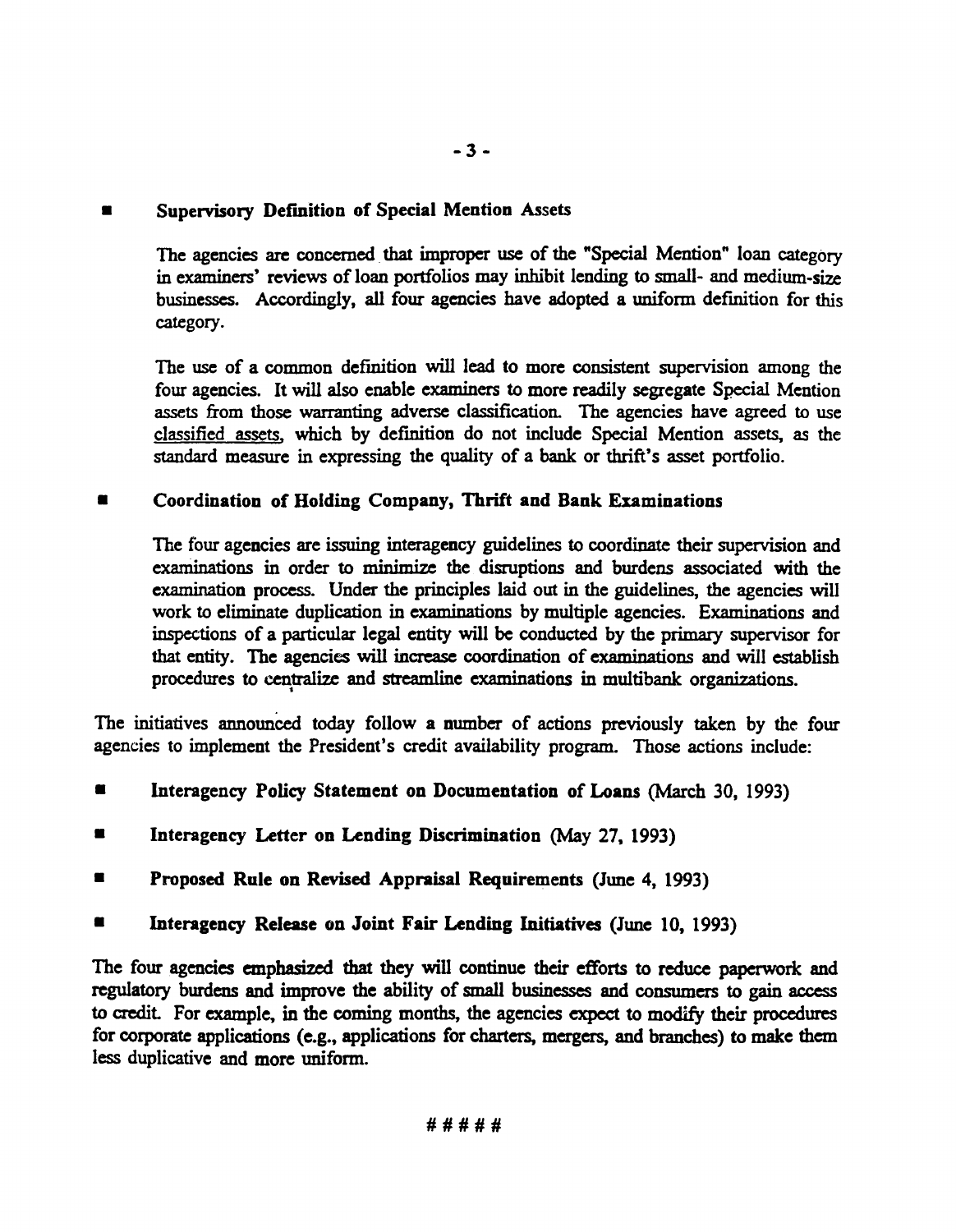- **Supervisory Definition of Special Mention Assets**

  The agencies are concerned that improper use of the "Special Mention" loan category in examiners' reviews of loan portfolios may inhibit lending to small- and medium-size businesses. Accordingly, all four agencies have adopted a uniform definition for this category.

  The use of a common definition will lead to more consistent supervision among the four agencies. It will also enable examiners to more readily segregate Special Mention assets from those warranting adverse classification. The agencies have agreed to use classified assets, which by definition do not include Special Mention assets, as the standard measure in expressing the quality of a bank or thrift's asset portfolio.

- **Coordination of Holding Company, Thrift and Bank Examinations**

  The four agencies are issuing interagency guidelines to coordinate their supervision and examinations in order to minimize the disruptions and burdens associated with the examination process. Under the principles laid out in the guidelines, the agencies will work to eliminate duplication in examinations by multiple agencies. Examinations and inspections of a particular legal entity will be conducted by the primary supervisor for that entity. The agencies will increase coordination of examinations and will establish procedures to centralize and streamline examinations in multibank organizations.

The initiatives announced today follow a number of actions previously taken by the four agencies to implement the President's credit availability program. Those actions include:

- **Interagency Policy Statement on Documentation of Loans** (March 30, 1993)
- **Interagency Letter on Lending Discrimination** (May 27, 1993)
- **Proposed Rule on Revised Appraisal Requirements** (June 4, 1993)
- **Interagency Release on Joint Fair Lending Initiatives** (June 10, 1993)

The four agencies emphasized that they will continue their efforts to reduce paperwork and regulatory burdens and improve the ability of small businesses and consumers to gain access to credit. For example, in the coming months, the agencies expect to modify their procedures for corporate applications (e.g., applications for charters, mergers, and branches) to make them less duplicative and more uniform.

#####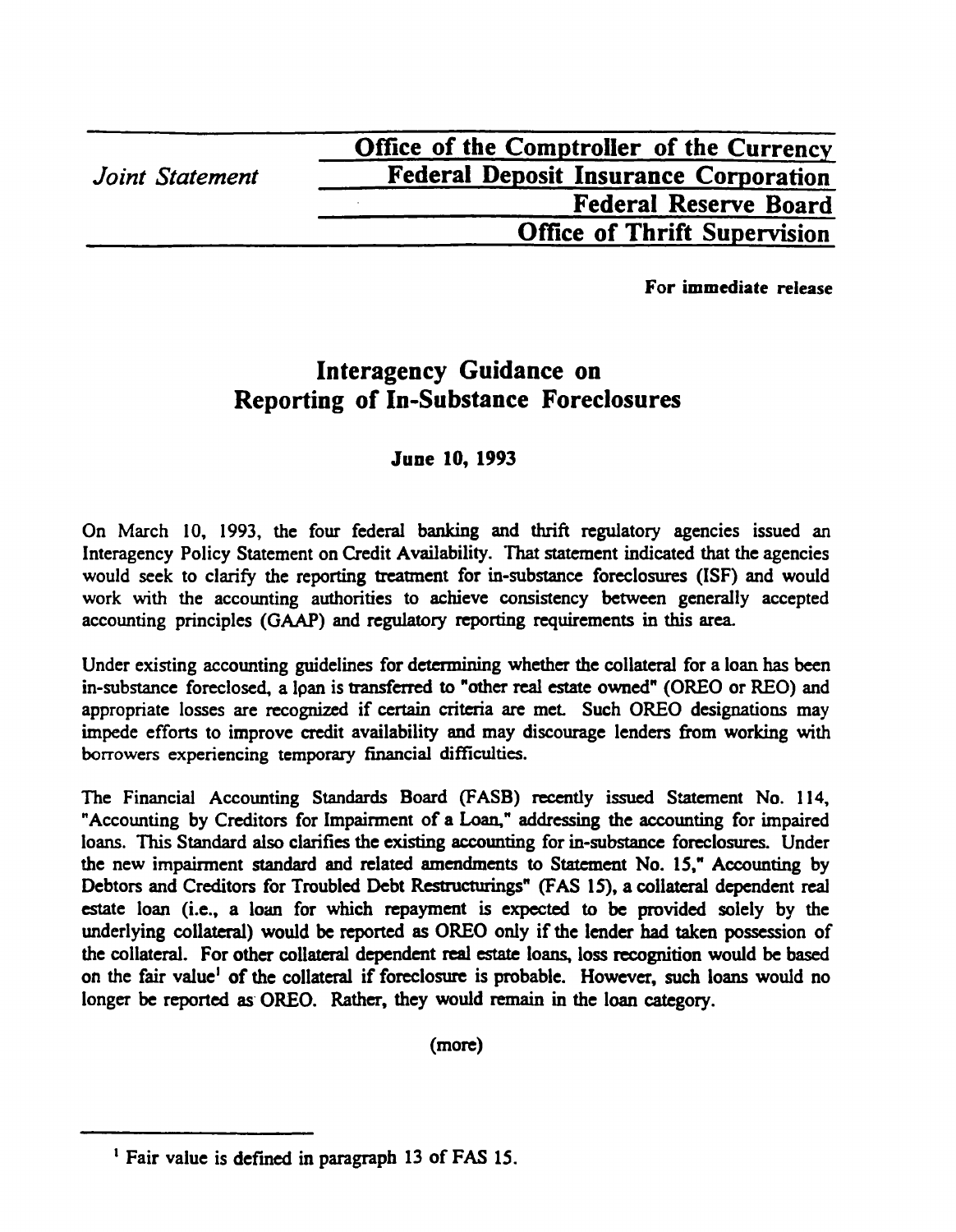| *Joint Statement* | Office of the Comptroller of the Currency |
| --- | --- |
| | Federal Deposit Insurance Corporation |
| | Federal Reserve Board |
| | Office of Thrift Supervision |

**For immediate release**

# Interagency Guidance on Reporting of In-Substance Foreclosures

**June 10, 1993**

On March 10, 1993, the four federal banking and thrift regulatory agencies issued an Interagency Policy Statement on Credit Availability. That statement indicated that the agencies would seek to clarify the reporting treatment for in-substance foreclosures (ISF) and would work with the accounting authorities to achieve consistency between generally accepted accounting principles (GAAP) and regulatory reporting requirements in this area.

Under existing accounting guidelines for determining whether the collateral for a loan has been in-substance foreclosed, a loan is transferred to "other real estate owned" (OREO or REO) and appropriate losses are recognized if certain criteria are met. Such OREO designations may impede efforts to improve credit availability and may discourage lenders from working with borrowers experiencing temporary financial difficulties.

The Financial Accounting Standards Board (FASB) recently issued Statement No. 114, "Accounting by Creditors for Impairment of a Loan," addressing the accounting for impaired loans. This Standard also clarifies the existing accounting for in-substance foreclosures. Under the new impairment standard and related amendments to Statement No. 15," Accounting by Debtors and Creditors for Troubled Debt Restructurings" (FAS 15), a collateral dependent real estate loan (i.e., a loan for which repayment is expected to be provided solely by the underlying collateral) would be reported as OREO only if the lender had taken possession of the collateral. For other collateral dependent real estate loans, loss recognition would be based on the fair value[1] of the collateral if foreclosure is probable. However, such loans would no longer be reported as OREO. Rather, they would remain in the loan category.

(more)

[1] Fair value is defined in paragraph 13 of FAS 15.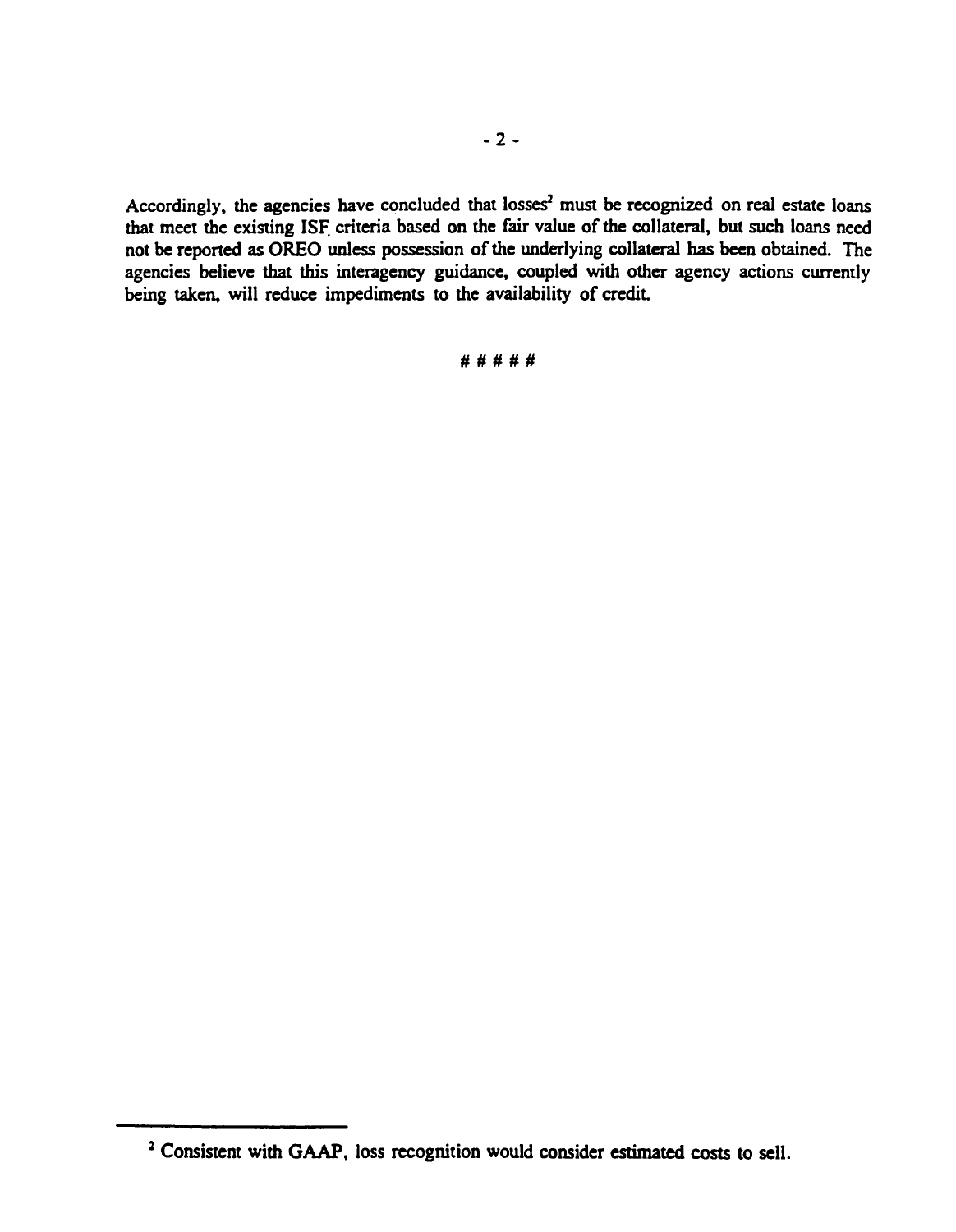Accordingly, the agencies have concluded that losses[2] must be recognized on real estate loans that meet the existing ISF criteria based on the fair value of the collateral, but such loans need not be reported as OREO unless possession of the underlying collateral has been obtained. The agencies believe that this interagency guidance, coupled with other agency actions currently being taken, will reduce impediments to the availability of credit.

# # # # #

---

[2] Consistent with GAAP, loss recognition would consider estimated costs to sell.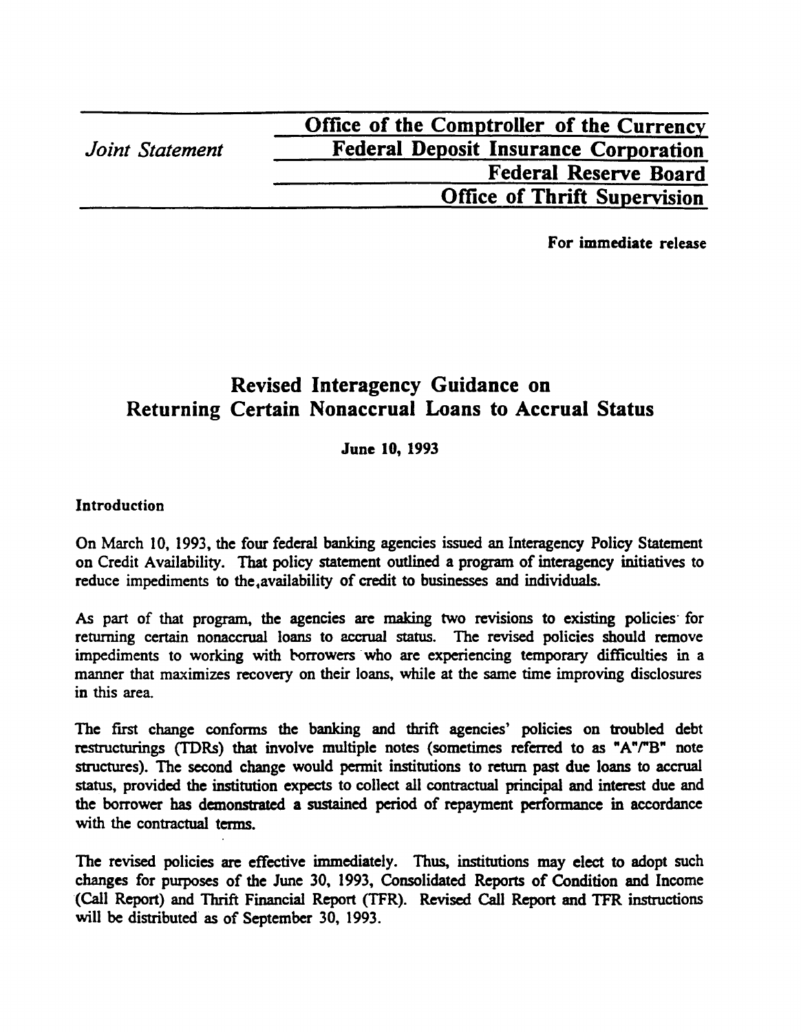*Joint Statement*

**Office of the Comptroller of the Currency**
**Federal Deposit Insurance Corporation**
**Federal Reserve Board**
**Office of Thrift Supervision**

**For immediate release**

# Revised Interagency Guidance on Returning Certain Nonaccrual Loans to Accrual Status

**June 10, 1993**

**Introduction**

On March 10, 1993, the four federal banking agencies issued an Interagency Policy Statement on Credit Availability. That policy statement outlined a program of interagency initiatives to reduce impediments to the availability of credit to businesses and individuals.

As part of that program, the agencies are making two revisions to existing policies for returning certain nonaccrual loans to accrual status. The revised policies should remove impediments to working with borrowers who are experiencing temporary difficulties in a manner that maximizes recovery on their loans, while at the same time improving disclosures in this area.

The first change conforms the banking and thrift agencies' policies on troubled debt restructurings (TDRs) that involve multiple notes (sometimes referred to as "A"/"B" note structures). The second change would permit institutions to return past due loans to accrual status, provided the institution expects to collect all contractual principal and interest due and the borrower has demonstrated a sustained period of repayment performance in accordance with the contractual terms.

The revised policies are effective immediately. Thus, institutions may elect to adopt such changes for purposes of the June 30, 1993, Consolidated Reports of Condition and Income (Call Report) and Thrift Financial Report (TFR). Revised Call Report and TFR instructions will be distributed as of September 30, 1993.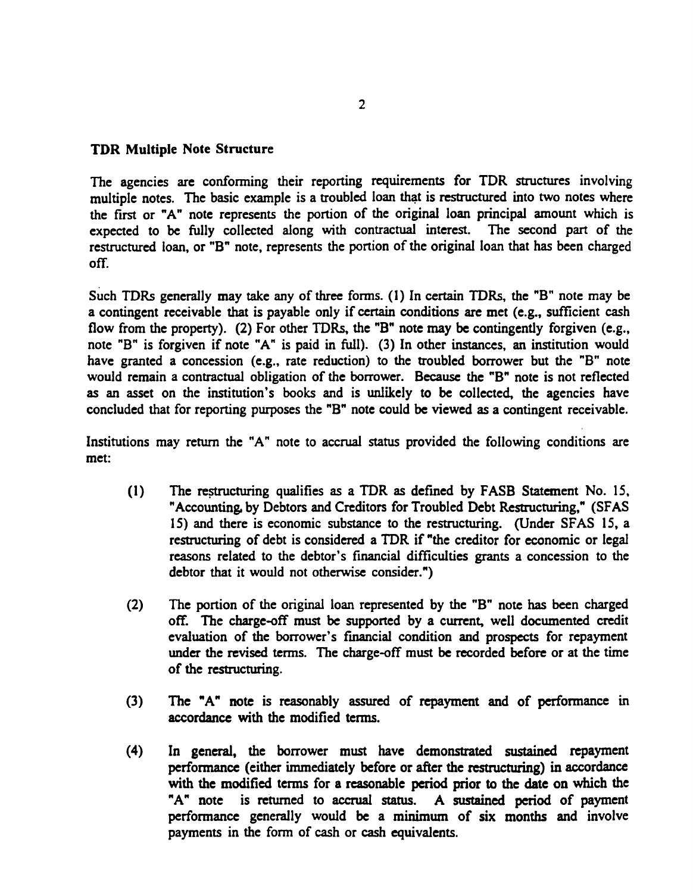### TDR Multiple Note Structure

The agencies are conforming their reporting requirements for TDR structures involving multiple notes. The basic example is a troubled loan that is restructured into two notes where the first or "A" note represents the portion of the original loan principal amount which is expected to be fully collected along with contractual interest. The second part of the restructured loan, or "B" note, represents the portion of the original loan that has been charged off.

Such TDRs generally may take any of three forms. (1) In certain TDRs, the "B" note may be a contingent receivable that is payable only if certain conditions are met (e.g., sufficient cash flow from the property). (2) For other TDRs, the "B" note may be contingently forgiven (e.g., note "B" is forgiven if note "A" is paid in full). (3) In other instances, an institution would have granted a concession (e.g., rate reduction) to the troubled borrower but the "B" note would remain a contractual obligation of the borrower. Because the "B" note is not reflected as an asset on the institution's books and is unlikely to be collected, the agencies have concluded that for reporting purposes the "B" note could be viewed as a contingent receivable.

Institutions may return the "A" note to accrual status provided the following conditions are met:

(1) The restructuring qualifies as a TDR as defined by FASB Statement No. 15, "Accounting by Debtors and Creditors for Troubled Debt Restructuring," (SFAS 15) and there is economic substance to the restructuring. (Under SFAS 15, a restructuring of debt is considered a TDR if "the creditor for economic or legal reasons related to the debtor's financial difficulties grants a concession to the debtor that it would not otherwise consider.")

(2) The portion of the original loan represented by the "B" note has been charged off. The charge-off must be supported by a current, well documented credit evaluation of the borrower's financial condition and prospects for repayment under the revised terms. The charge-off must be recorded before or at the time of the restructuring.

(3) The "A" note is reasonably assured of repayment and of performance in accordance with the modified terms.

(4) In general, the borrower must have demonstrated sustained repayment performance (either immediately before or after the restructuring) in accordance with the modified terms for a reasonable period prior to the date on which the "A" note is returned to accrual status. A sustained period of payment performance generally would be a minimum of six months and involve payments in the form of cash or cash equivalents.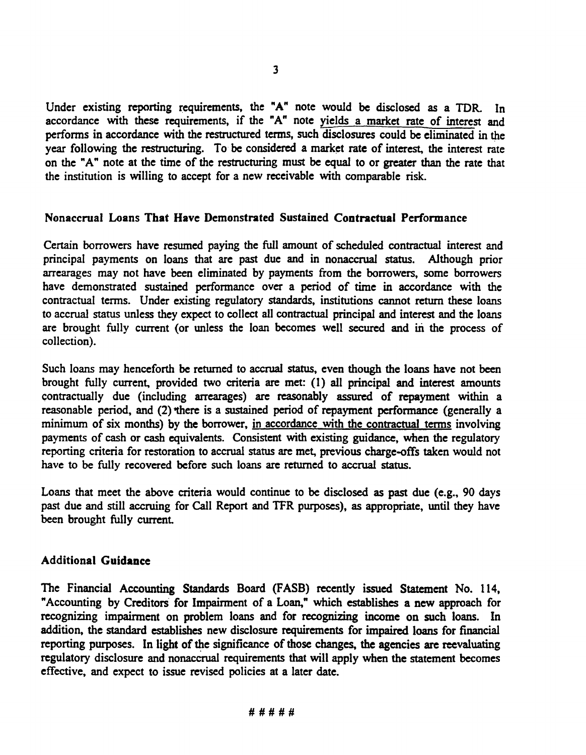Under existing reporting requirements, the "A" note would be disclosed as a TDR. In accordance with these requirements, if the "A" note yields a market rate of interest and performs in accordance with the restructured terms, such disclosures could be eliminated in the year following the restructuring. To be considered a market rate of interest, the interest rate on the "A" note at the time of the restructuring must be equal to or greater than the rate that the institution is willing to accept for a new receivable with comparable risk.

### Nonaccrual Loans That Have Demonstrated Sustained Contractual Performance

Certain borrowers have resumed paying the full amount of scheduled contractual interest and principal payments on loans that are past due and in nonaccrual status. Although prior arrearages may not have been eliminated by payments from the borrowers, some borrowers have demonstrated sustained performance over a period of time in accordance with the contractual terms. Under existing regulatory standards, institutions cannot return these loans to accrual status unless they expect to collect all contractual principal and interest and the loans are brought fully current (or unless the loan becomes well secured and in the process of collection).

Such loans may henceforth be returned to accrual status, even though the loans have not been brought fully current, provided two criteria are met: (1) all principal and interest amounts contractually due (including arrearages) are reasonably assured of repayment within a reasonable period, and (2) there is a sustained period of repayment performance (generally a minimum of six months) by the borrower, in accordance with the contractual terms involving payments of cash or cash equivalents. Consistent with existing guidance, when the regulatory reporting criteria for restoration to accrual status are met, previous charge-offs taken would not have to be fully recovered before such loans are returned to accrual status.

Loans that meet the above criteria would continue to be disclosed as past due (e.g., 90 days past due and still accruing for Call Report and TFR purposes), as appropriate, until they have been brought fully current.

### Additional Guidance

The Financial Accounting Standards Board (FASB) recently issued Statement No. 114, "Accounting by Creditors for Impairment of a Loan," which establishes a new approach for recognizing impairment on problem loans and for recognizing income on such loans. In addition, the standard establishes new disclosure requirements for impaired loans for financial reporting purposes. In light of the significance of those changes, the agencies are reevaluating regulatory disclosure and nonaccrual requirements that will apply when the statement becomes effective, and expect to issue revised policies at a later date.

# # # # #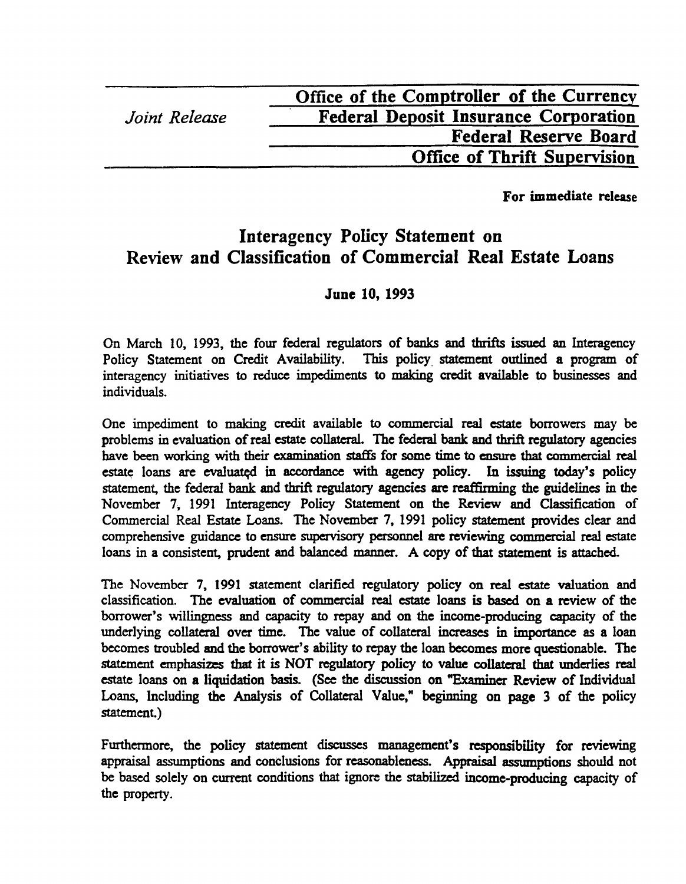*Joint Release*

**Office of the Comptroller of the Currency**
**Federal Deposit Insurance Corporation**
**Federal Reserve Board**
**Office of Thrift Supervision**

**For immediate release**

# Interagency Policy Statement on Review and Classification of Commercial Real Estate Loans

**June 10, 1993**

On March 10, 1993, the four federal regulators of banks and thrifts issued an Interagency Policy Statement on Credit Availability. This policy statement outlined a program of interagency initiatives to reduce impediments to making credit available to businesses and individuals.

One impediment to making credit available to commercial real estate borrowers may be problems in evaluation of real estate collateral. The federal bank and thrift regulatory agencies have been working with their examination staffs for some time to ensure that commercial real estate loans are evaluated in accordance with agency policy. In issuing today's policy statement, the federal bank and thrift regulatory agencies are reaffirming the guidelines in the November 7, 1991 Interagency Policy Statement on the Review and Classification of Commercial Real Estate Loans. The November 7, 1991 policy statement provides clear and comprehensive guidance to ensure supervisory personnel are reviewing commercial real estate loans in a consistent, prudent and balanced manner. A copy of that statement is attached.

The November 7, 1991 statement clarified regulatory policy on real estate valuation and classification. The evaluation of commercial real estate loans is based on a review of the borrower's willingness and capacity to repay and on the income-producing capacity of the underlying collateral over time. The value of collateral increases in importance as a loan becomes troubled and the borrower's ability to repay the loan becomes more questionable. The statement emphasizes that it is NOT regulatory policy to value collateral that underlies real estate loans on a liquidation basis. (See the discussion on "Examiner Review of Individual Loans, Including the Analysis of Collateral Value," beginning on page 3 of the policy statement.)

Furthermore, the policy statement discusses management's responsibility for reviewing appraisal assumptions and conclusions for reasonableness. Appraisal assumptions should not be based solely on current conditions that ignore the stabilized income-producing capacity of the property.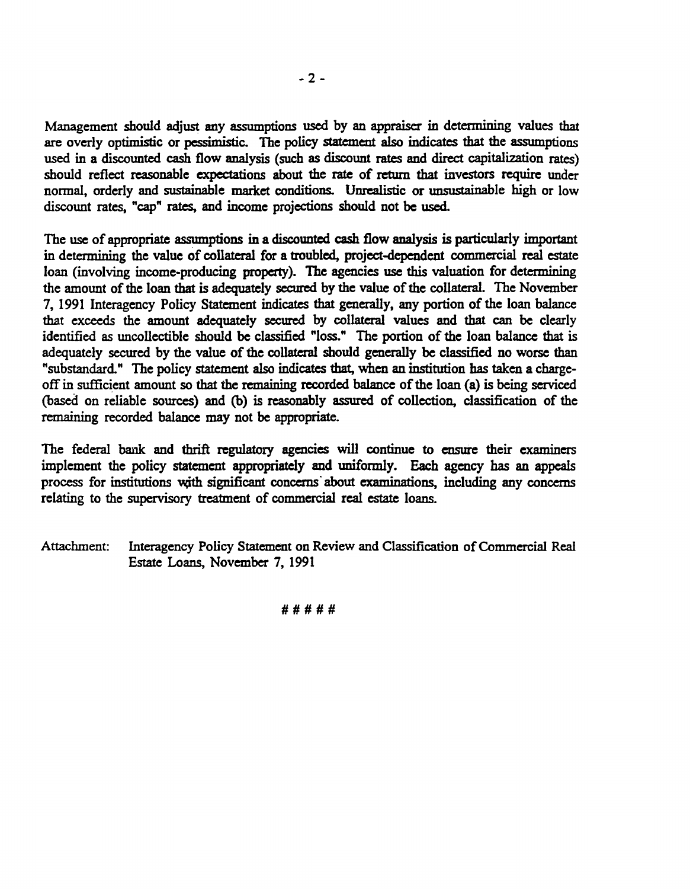Management should adjust any assumptions used by an appraiser in determining values that are overly optimistic or pessimistic. The policy statement also indicates that the assumptions used in a discounted cash flow analysis (such as discount rates and direct capitalization rates) should reflect reasonable expectations about the rate of return that investors require under normal, orderly and sustainable market conditions. Unrealistic or unsustainable high or low discount rates, "cap" rates, and income projections should not be used.

The use of appropriate assumptions in a discounted cash flow analysis is particularly important in determining the value of collateral for a troubled, project-dependent commercial real estate loan (involving income-producing property). The agencies use this valuation for determining the amount of the loan that is adequately secured by the value of the collateral. The November 7, 1991 Interagency Policy Statement indicates that generally, any portion of the loan balance that exceeds the amount adequately secured by collateral values and that can be clearly identified as uncollectible should be classified "loss." The portion of the loan balance that is adequately secured by the value of the collateral should generally be classified no worse than "substandard." The policy statement also indicates that, when an institution has taken a charge-off in sufficient amount so that the remaining recorded balance of the loan (a) is being serviced (based on reliable sources) and (b) is reasonably assured of collection, classification of the remaining recorded balance may not be appropriate.

The federal bank and thrift regulatory agencies will continue to ensure their examiners implement the policy statement appropriately and uniformly. Each agency has an appeals process for institutions with significant concerns about examinations, including any concerns relating to the supervisory treatment of commercial real estate loans.

Attachment: Interagency Policy Statement on Review and Classification of Commercial Real Estate Loans, November 7, 1991

# # # # #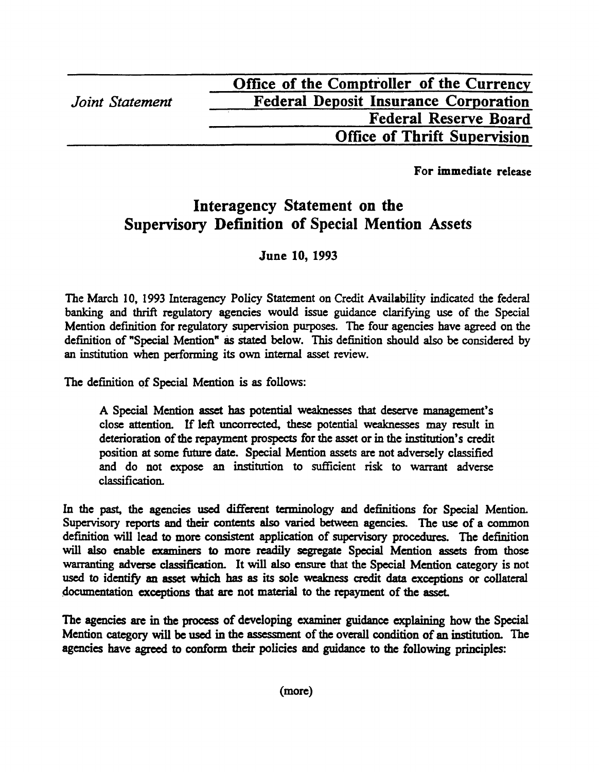| *Joint Statement* | Office of the Comptroller of the Currency |
|---|---|
| | Federal Deposit Insurance Corporation |
| | Federal Reserve Board |
| | Office of Thrift Supervision |

**For immediate release**

# Interagency Statement on the Supervisory Definition of Special Mention Assets

**June 10, 1993**

The March 10, 1993 Interagency Policy Statement on Credit Availability indicated the federal banking and thrift regulatory agencies would issue guidance clarifying use of the Special Mention definition for regulatory supervision purposes. The four agencies have agreed on the definition of "Special Mention" as stated below. This definition should also be considered by an institution when performing its own internal asset review.

The definition of Special Mention is as follows:

> A Special Mention asset has potential weaknesses that deserve management's close attention. If left uncorrected, these potential weaknesses may result in deterioration of the repayment prospects for the asset or in the institution's credit position at some future date. Special Mention assets are not adversely classified and do not expose an institution to sufficient risk to warrant adverse classification.

In the past, the agencies used different terminology and definitions for Special Mention. Supervisory reports and their contents also varied between agencies. The use of a common definition will lead to more consistent application of supervisory procedures. The definition will also enable examiners to more readily segregate Special Mention assets from those warranting adverse classification. It will also ensure that the Special Mention category is not used to identify an asset which has as its sole weakness credit data exceptions or collateral documentation exceptions that are not material to the repayment of the asset.

The agencies are in the process of developing examiner guidance explaining how the Special Mention category will be used in the assessment of the overall condition of an institution. The agencies have agreed to conform their policies and guidance to the following principles:

(more)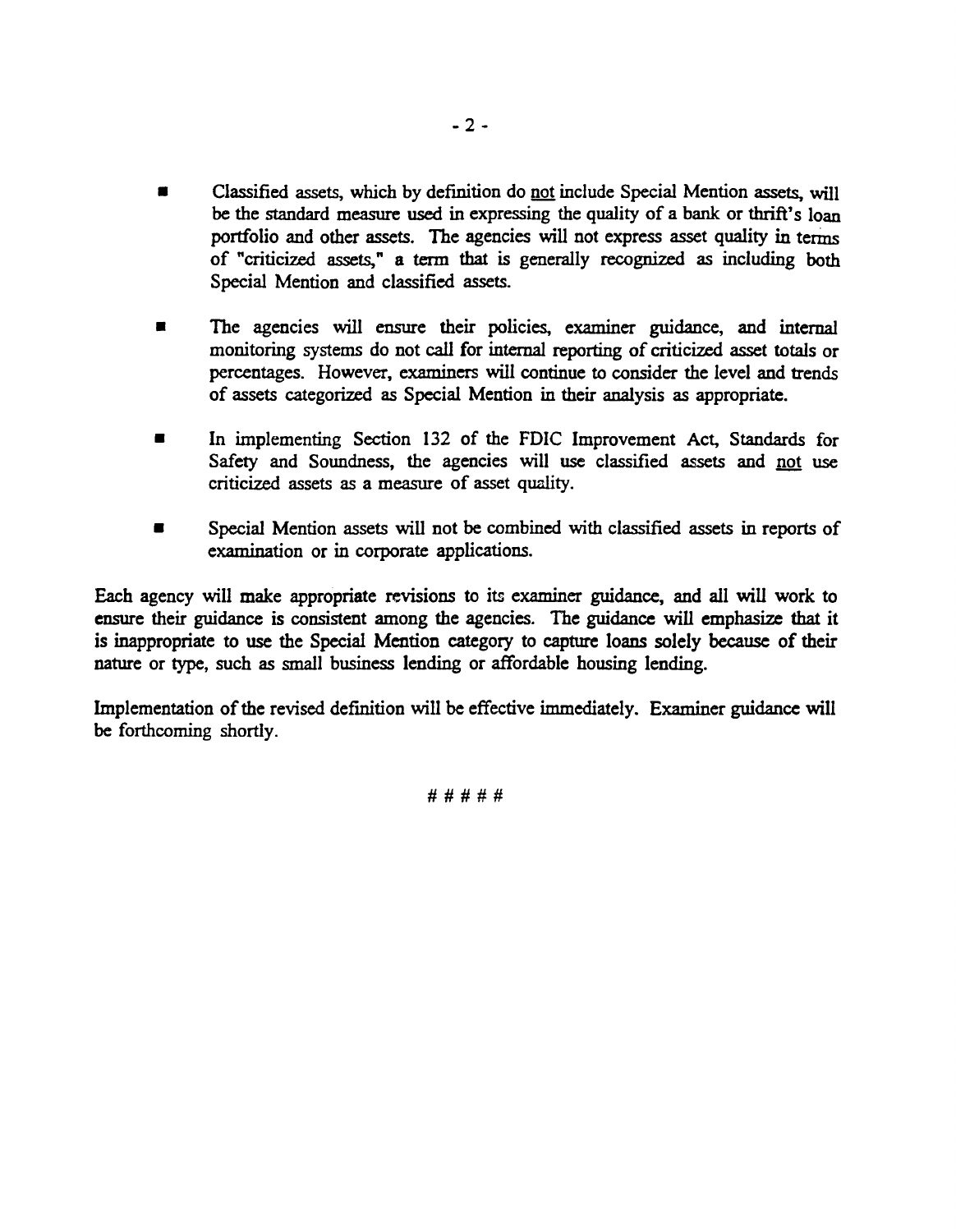- Classified assets, which by definition do not include Special Mention assets, will be the standard measure used in expressing the quality of a bank or thrift's loan portfolio and other assets. The agencies will not express asset quality in terms of "criticized assets," a term that is generally recognized as including both Special Mention and classified assets.

- The agencies will ensure their policies, examiner guidance, and internal monitoring systems do not call for internal reporting of criticized asset totals or percentages. However, examiners will continue to consider the level and trends of assets categorized as Special Mention in their analysis as appropriate.

- In implementing Section 132 of the FDIC Improvement Act, Standards for Safety and Soundness, the agencies will use classified assets and not use criticized assets as a measure of asset quality.

- Special Mention assets will not be combined with classified assets in reports of examination or in corporate applications.

Each agency will make appropriate revisions to its examiner guidance, and all will work to ensure their guidance is consistent among the agencies. The guidance will emphasize that it is inappropriate to use the Special Mention category to capture loans solely because of their nature or type, such as small business lending or affordable housing lending.

Implementation of the revised definition will be effective immediately. Examiner guidance will be forthcoming shortly.

# # # # #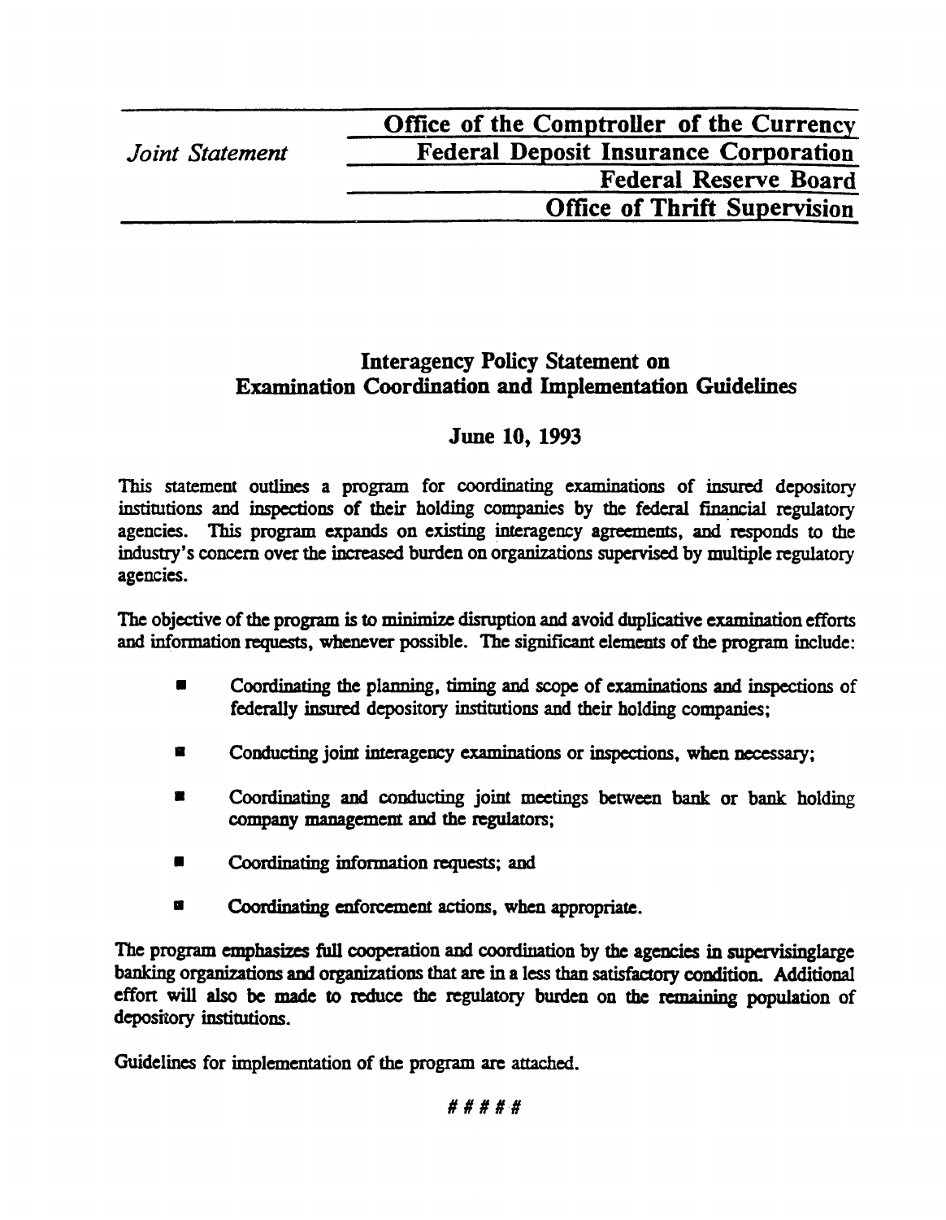*Joint Statement*

**Office of the Comptroller of the Currency**
**Federal Deposit Insurance Corporation**
**Federal Reserve Board**
**Office of Thrift Supervision**

## Interagency Policy Statement on Examination Coordination and Implementation Guidelines

### June 10, 1993

This statement outlines a program for coordinating examinations of insured depository institutions and inspections of their holding companies by the federal financial regulatory agencies. This program expands on existing interagency agreements, and responds to the industry's concern over the increased burden on organizations supervised by multiple regulatory agencies.

The objective of the program is to minimize disruption and avoid duplicative examination efforts and information requests, whenever possible. The significant elements of the program include:

- Coordinating the planning, timing and scope of examinations and inspections of federally insured depository institutions and their holding companies;
- Conducting joint interagency examinations or inspections, when necessary;
- Coordinating and conducting joint meetings between bank or bank holding company management and the regulators;
- Coordinating information requests; and
- Coordinating enforcement actions, when appropriate.

The program emphasizes full cooperation and coordination by the agencies in supervisinglarge banking organizations and organizations that are in a less than satisfactory condition. Additional effort will also be made to reduce the regulatory burden on the remaining population of depository institutions.

Guidelines for implementation of the program are attached.

#####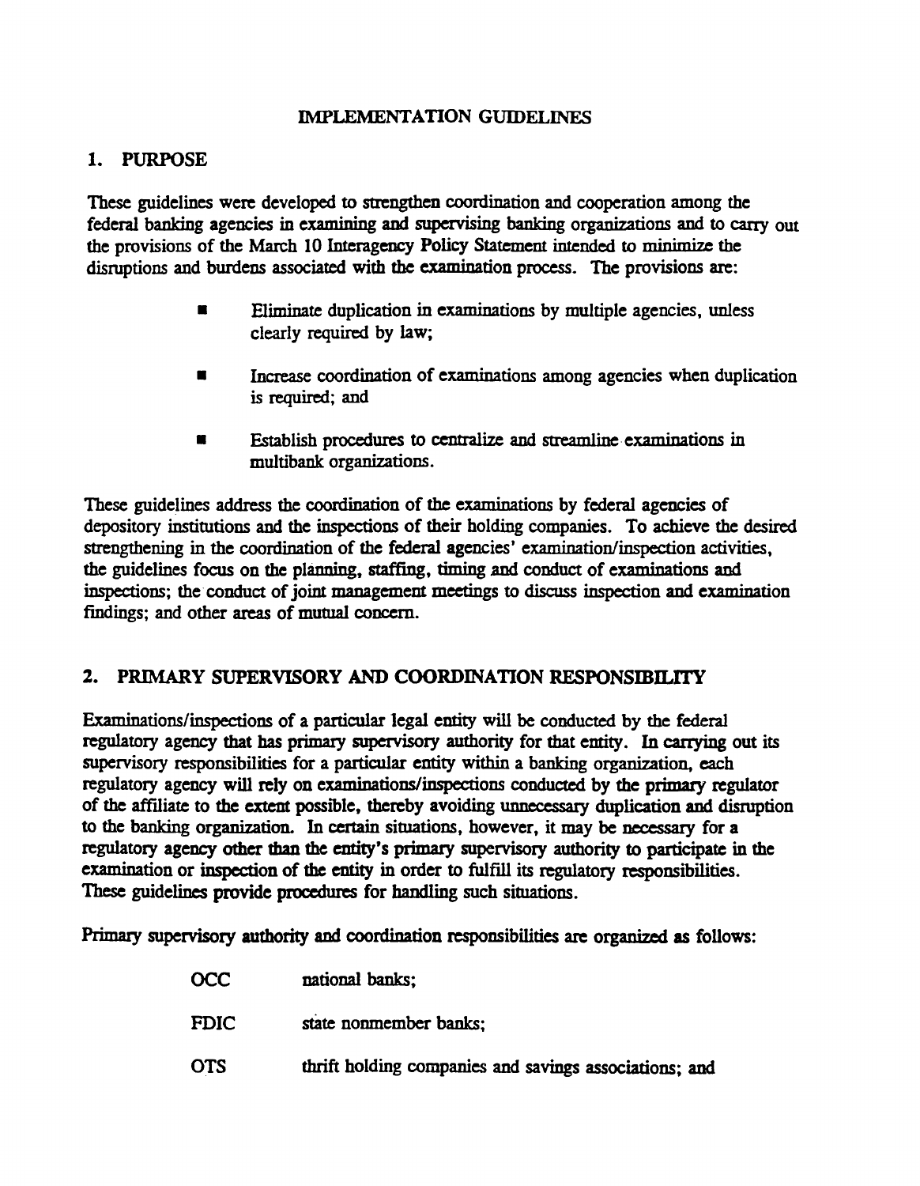# IMPLEMENTATION GUIDELINES

## 1. PURPOSE

These guidelines were developed to strengthen coordination and cooperation among the federal banking agencies in examining and supervising banking organizations and to carry out the provisions of the March 10 Interagency Policy Statement intended to minimize the disruptions and burdens associated with the examination process. The provisions are:

- Eliminate duplication in examinations by multiple agencies, unless clearly required by law;
- Increase coordination of examinations among agencies when duplication is required; and
- Establish procedures to centralize and streamline examinations in multibank organizations.

These guidelines address the coordination of the examinations by federal agencies of depository institutions and the inspections of their holding companies. To achieve the desired strengthening in the coordination of the federal agencies' examination/inspection activities, the guidelines focus on the planning, staffing, timing and conduct of examinations and inspections; the conduct of joint management meetings to discuss inspection and examination findings; and other areas of mutual concern.

## 2. PRIMARY SUPERVISORY AND COORDINATION RESPONSIBILITY

Examinations/inspections of a particular legal entity will be conducted by the federal regulatory agency that has primary supervisory authority for that entity. In carrying out its supervisory responsibilities for a particular entity within a banking organization, each regulatory agency will rely on examinations/inspections conducted by the primary regulator of the affiliate to the extent possible, thereby avoiding unnecessary duplication and disruption to the banking organization. In certain situations, however, it may be necessary for a regulatory agency other than the entity's primary supervisory authority to participate in the examination or inspection of the entity in order to fulfill its regulatory responsibilities. These guidelines provide procedures for handling such situations.

Primary supervisory authority and coordination responsibilities are organized as follows:

| | |
|---|---|
| OCC | national banks; |
| FDIC | state nonmember banks; |
| OTS | thrift holding companies and savings associations; and |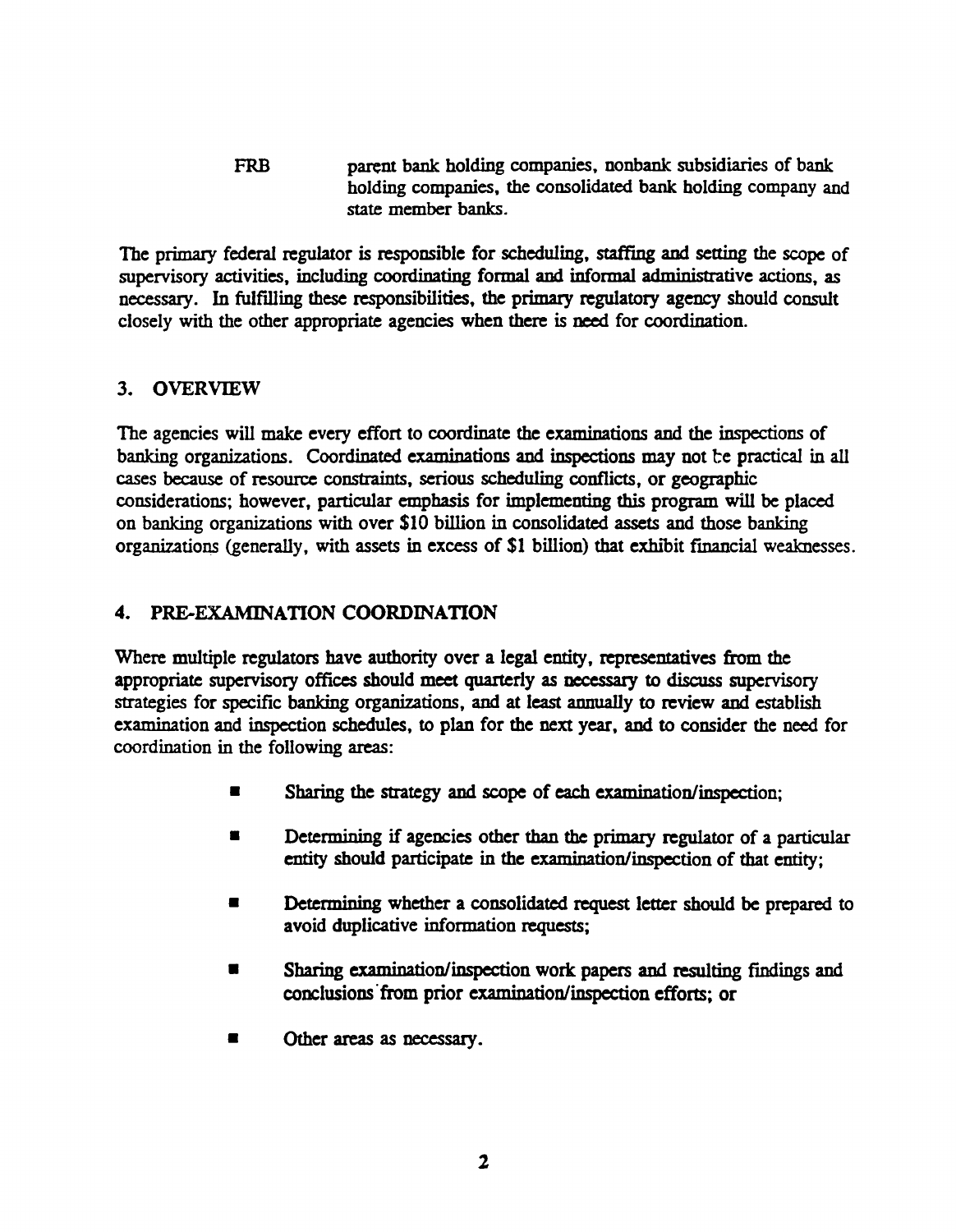FRB parent bank holding companies, nonbank subsidiaries of bank holding companies, the consolidated bank holding company and state member banks.

The primary federal regulator is responsible for scheduling, staffing and setting the scope of supervisory activities, including coordinating formal and informal administrative actions, as necessary. In fulfilling these responsibilities, the primary regulatory agency should consult closely with the other appropriate agencies when there is need for coordination.

## 3. OVERVIEW

The agencies will make every effort to coordinate the examinations and the inspections of banking organizations. Coordinated examinations and inspections may not be practical in all cases because of resource constraints, serious scheduling conflicts, or geographic considerations; however, particular emphasis for implementing this program will be placed on banking organizations with over $10 billion in consolidated assets and those banking organizations (generally, with assets in excess of $1 billion) that exhibit financial weaknesses.

## 4. PRE-EXAMINATION COORDINATION

Where multiple regulators have authority over a legal entity, representatives from the appropriate supervisory offices should meet quarterly as necessary to discuss supervisory strategies for specific banking organizations, and at least annually to review and establish examination and inspection schedules, to plan for the next year, and to consider the need for coordination in the following areas:

- Sharing the strategy and scope of each examination/inspection;
- Determining if agencies other than the primary regulator of a particular entity should participate in the examination/inspection of that entity;
- Determining whether a consolidated request letter should be prepared to avoid duplicative information requests;
- Sharing examination/inspection work papers and resulting findings and conclusions from prior examination/inspection efforts; or
- Other areas as necessary.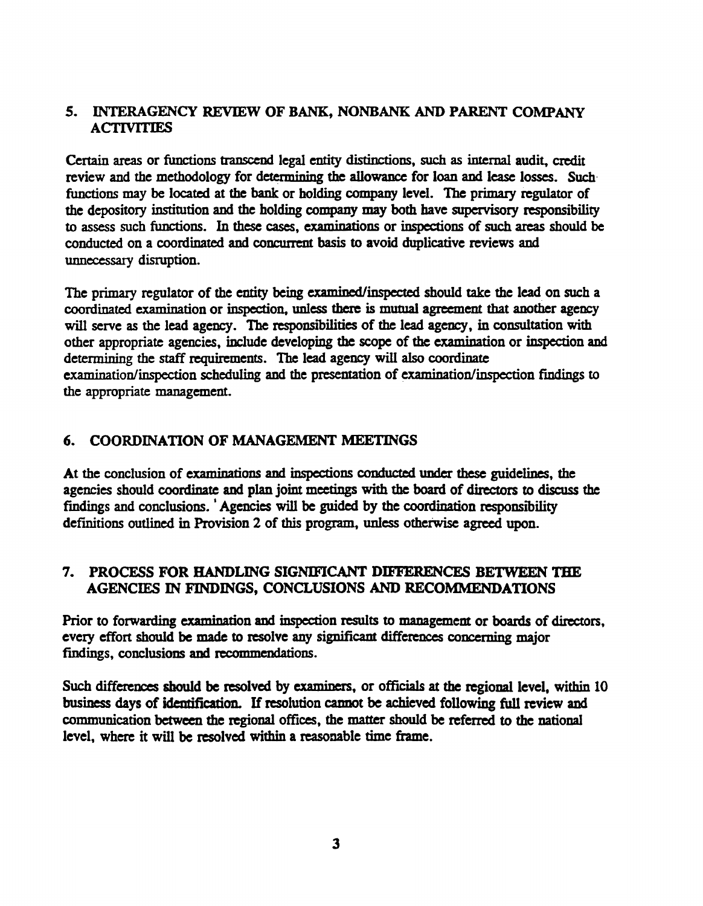## 5. INTERAGENCY REVIEW OF BANK, NONBANK AND PARENT COMPANY ACTIVITIES

Certain areas or functions transcend legal entity distinctions, such as internal audit, credit review and the methodology for determining the allowance for loan and lease losses. Such functions may be located at the bank or holding company level. The primary regulator of the depository institution and the holding company may both have supervisory responsibility to assess such functions. In these cases, examinations or inspections of such areas should be conducted on a coordinated and concurrent basis to avoid duplicative reviews and unnecessary disruption.

The primary regulator of the entity being examined/inspected should take the lead on such a coordinated examination or inspection, unless there is mutual agreement that another agency will serve as the lead agency. The responsibilities of the lead agency, in consultation with other appropriate agencies, include developing the scope of the examination or inspection and determining the staff requirements. The lead agency will also coordinate examination/inspection scheduling and the presentation of examination/inspection findings to the appropriate management.

## 6. COORDINATION OF MANAGEMENT MEETINGS

At the conclusion of examinations and inspections conducted under these guidelines, the agencies should coordinate and plan joint meetings with the board of directors to discuss the findings and conclusions. Agencies will be guided by the coordination responsibility definitions outlined in Provision 2 of this program, unless otherwise agreed upon.

## 7. PROCESS FOR HANDLING SIGNIFICANT DIFFERENCES BETWEEN THE AGENCIES IN FINDINGS, CONCLUSIONS AND RECOMMENDATIONS

Prior to forwarding examination and inspection results to management or boards of directors, every effort should be made to resolve any significant differences concerning major findings, conclusions and recommendations.

Such differences should be resolved by examiners, or officials at the regional level, within 10 business days of identification. If resolution cannot be achieved following full review and communication between the regional offices, the matter should be referred to the national level, where it will be resolved within a reasonable time frame.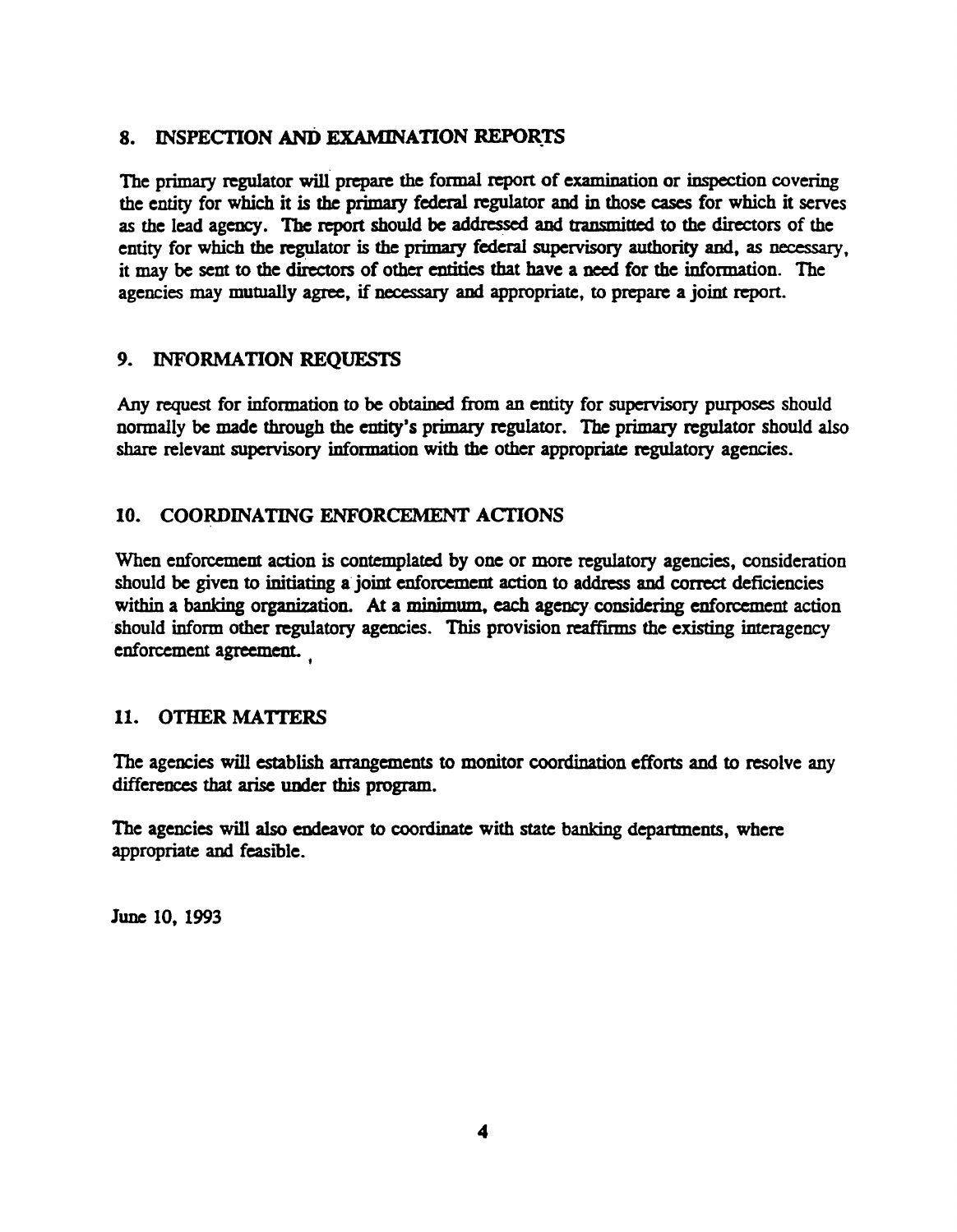## 8. INSPECTION AND EXAMINATION REPORTS

The primary regulator will prepare the formal report of examination or inspection covering the entity for which it is the primary federal regulator and in those cases for which it serves as the lead agency. The report should be addressed and transmitted to the directors of the entity for which the regulator is the primary federal supervisory authority and, as necessary, it may be sent to the directors of other entities that have a need for the information. The agencies may mutually agree, if necessary and appropriate, to prepare a joint report.

## 9. INFORMATION REQUESTS

Any request for information to be obtained from an entity for supervisory purposes should normally be made through the entity's primary regulator. The primary regulator should also share relevant supervisory information with the other appropriate regulatory agencies.

## 10. COORDINATING ENFORCEMENT ACTIONS

When enforcement action is contemplated by one or more regulatory agencies, consideration should be given to initiating a joint enforcement action to address and correct deficiencies within a banking organization. At a minimum, each agency considering enforcement action should inform other regulatory agencies. This provision reaffirms the existing interagency enforcement agreement.

## 11. OTHER MATTERS

The agencies will establish arrangements to monitor coordination efforts and to resolve any differences that arise under this program.

The agencies will also endeavor to coordinate with state banking departments, where appropriate and feasible.

June 10, 1993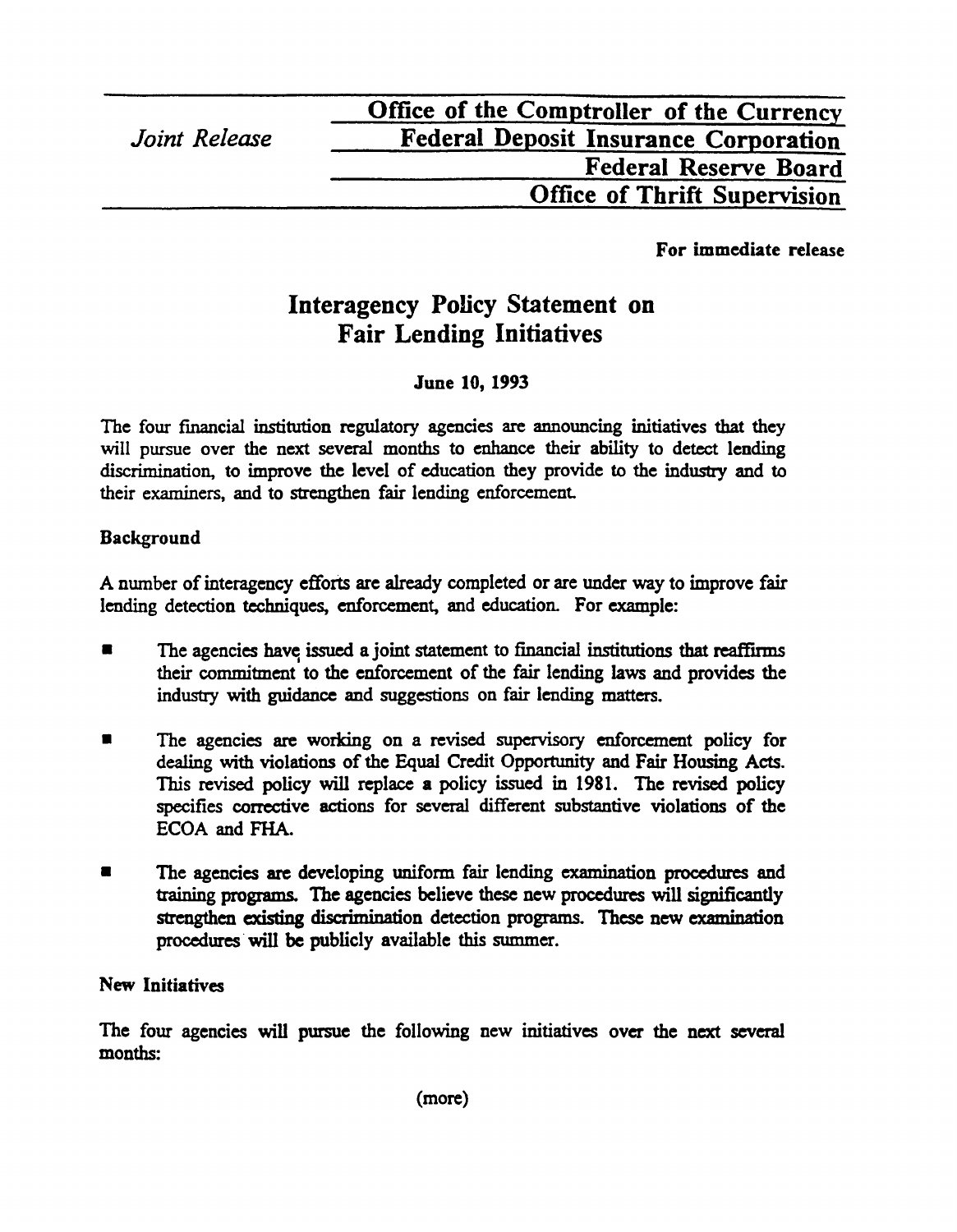*Joint Release*

**Office of the Comptroller of the Currency**
**Federal Deposit Insurance Corporation**
**Federal Reserve Board**
**Office of Thrift Supervision**

**For immediate release**

# Interagency Policy Statement on Fair Lending Initiatives

**June 10, 1993**

The four financial institution regulatory agencies are announcing initiatives that they will pursue over the next several months to enhance their ability to detect lending discrimination, to improve the level of education they provide to the industry and to their examiners, and to strengthen fair lending enforcement.

**Background**

A number of interagency efforts are already completed or are under way to improve fair lending detection techniques, enforcement, and education. For example:

- The agencies have issued a joint statement to financial institutions that reaffirms their commitment to the enforcement of the fair lending laws and provides the industry with guidance and suggestions on fair lending matters.

- The agencies are working on a revised supervisory enforcement policy for dealing with violations of the Equal Credit Opportunity and Fair Housing Acts. This revised policy will replace a policy issued in 1981. The revised policy specifies corrective actions for several different substantive violations of the ECOA and FHA.

- The agencies are developing uniform fair lending examination procedures and training programs. The agencies believe these new procedures will significantly strengthen existing discrimination detection programs. These new examination procedures will be publicly available this summer.

**New Initiatives**

The four agencies will pursue the following new initiatives over the next several months:

(more)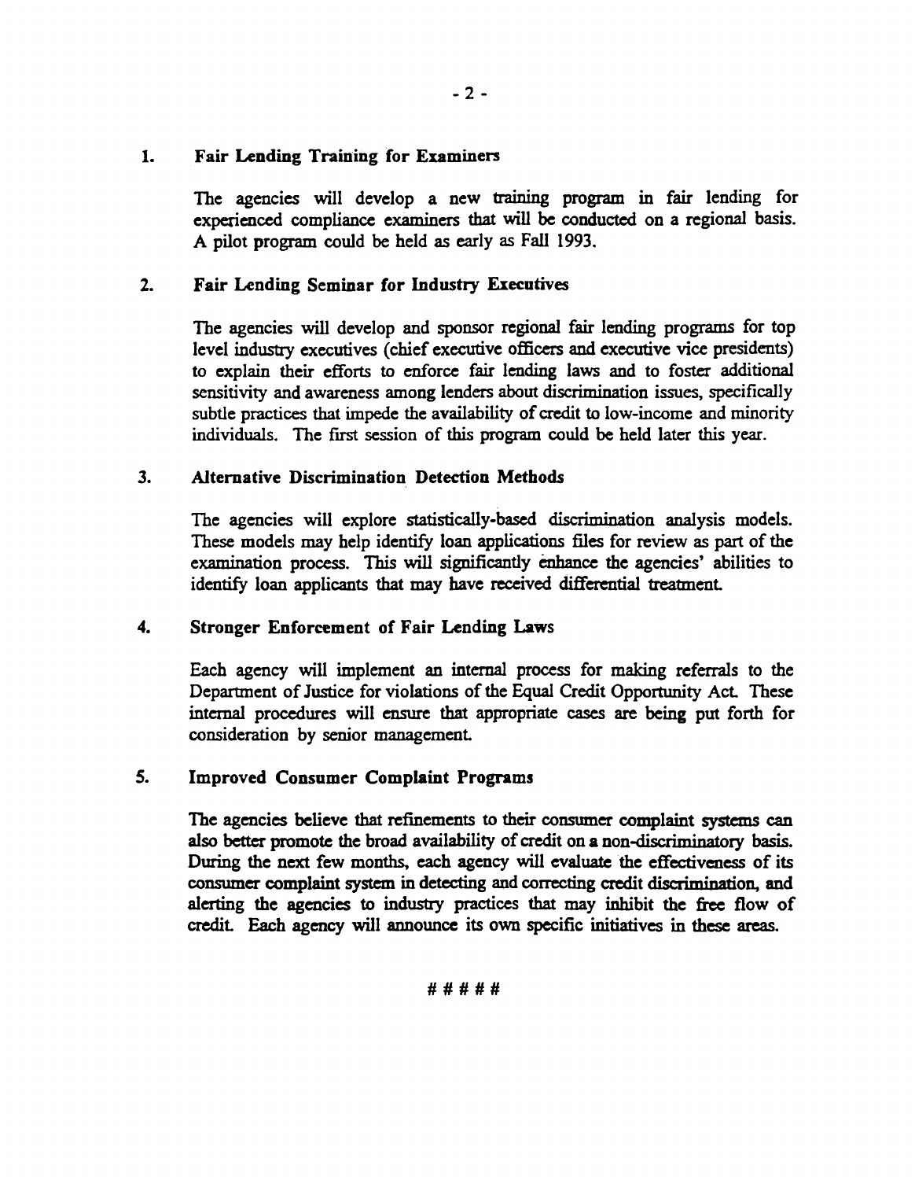1. **Fair Lending Training for Examiners**

   The agencies will develop a new training program in fair lending for experienced compliance examiners that will be conducted on a regional basis. A pilot program could be held as early as Fall 1993.

2. **Fair Lending Seminar for Industry Executives**

   The agencies will develop and sponsor regional fair lending programs for top level industry executives (chief executive officers and executive vice presidents) to explain their efforts to enforce fair lending laws and to foster additional sensitivity and awareness among lenders about discrimination issues, specifically subtle practices that impede the availability of credit to low-income and minority individuals. The first session of this program could be held later this year.

3. **Alternative Discrimination Detection Methods**

   The agencies will explore statistically-based discrimination analysis models. These models may help identify loan applications files for review as part of the examination process. This will significantly enhance the agencies' abilities to identify loan applicants that may have received differential treatment.

4. **Stronger Enforcement of Fair Lending Laws**

   Each agency will implement an internal process for making referrals to the Department of Justice for violations of the Equal Credit Opportunity Act. These internal procedures will ensure that appropriate cases are being put forth for consideration by senior management.

5. **Improved Consumer Complaint Programs**

   The agencies believe that refinements to their consumer complaint systems can also better promote the broad availability of credit on a non-discriminatory basis. During the next few months, each agency will evaluate the effectiveness of its consumer complaint system in detecting and correcting credit discrimination, and alerting the agencies to industry practices that may inhibit the free flow of credit. Each agency will announce its own specific initiatives in these areas.

# # # # #